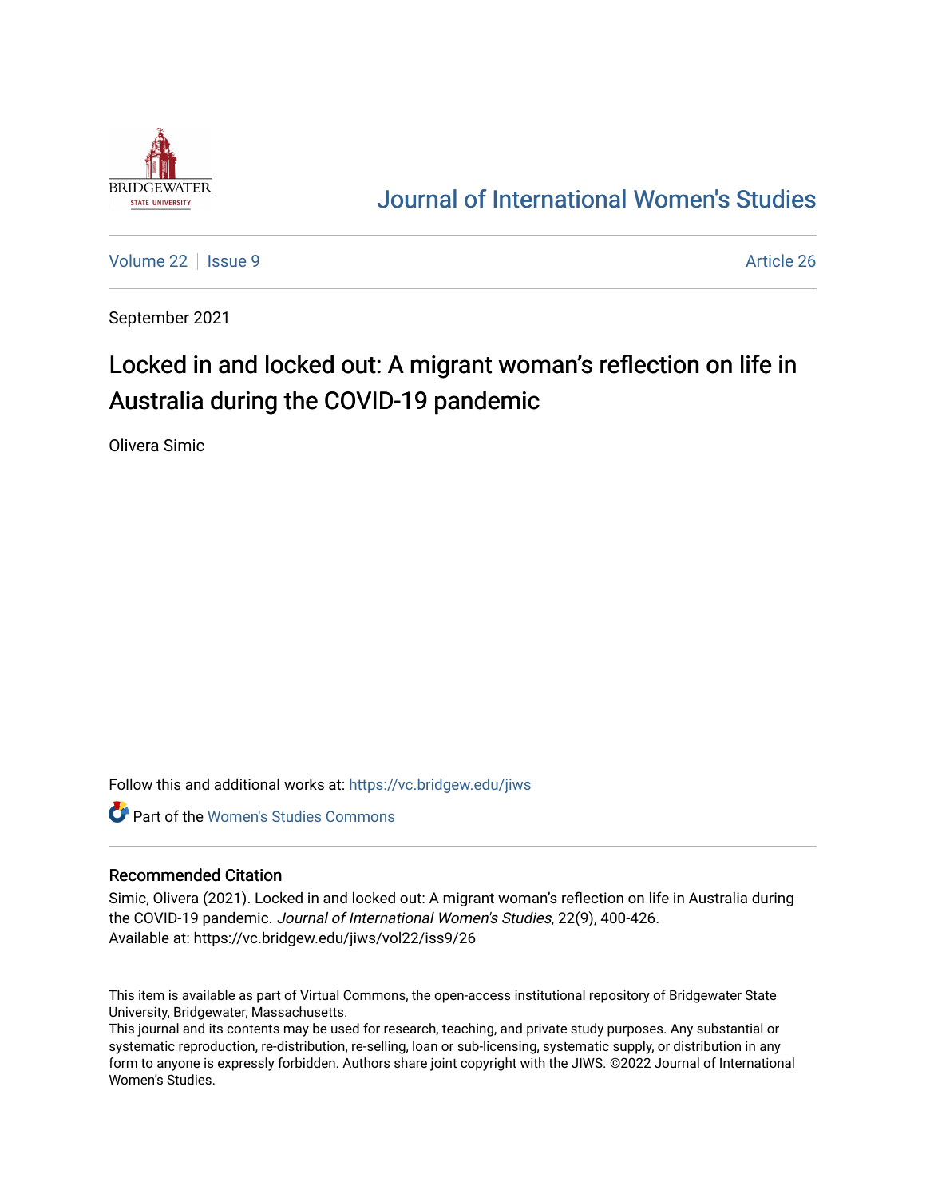Journal of International Women's Studies

Volume 22 | Issue 9 | Article 26

September 2021

# Locked in and locked out: A migrant woman's reflection on life in Australia during the COVID-19 pandemic

Olivera Simic

Follow this and additional works at: https://vc.bridgew.edu/jiws

Part of the Women's Studies Commons

## Recommended Citation

Simic, Olivera (2021). Locked in and locked out: A migrant woman's reflection on life in Australia during the COVID-19 pandemic. *Journal of International Women's Studies*, 22(9), 400-426.
Available at: https://vc.bridgew.edu/jiws/vol22/iss9/26

This item is available as part of Virtual Commons, the open-access institutional repository of Bridgewater State University, Bridgewater, Massachusetts.
This journal and its contents may be used for research, teaching, and private study purposes. Any substantial or systematic reproduction, re-distribution, re-selling, loan or sub-licensing, systematic supply, or distribution in any form to anyone is expressly forbidden. Authors share joint copyright with the JIWS. ©2022 Journal of International Women's Studies.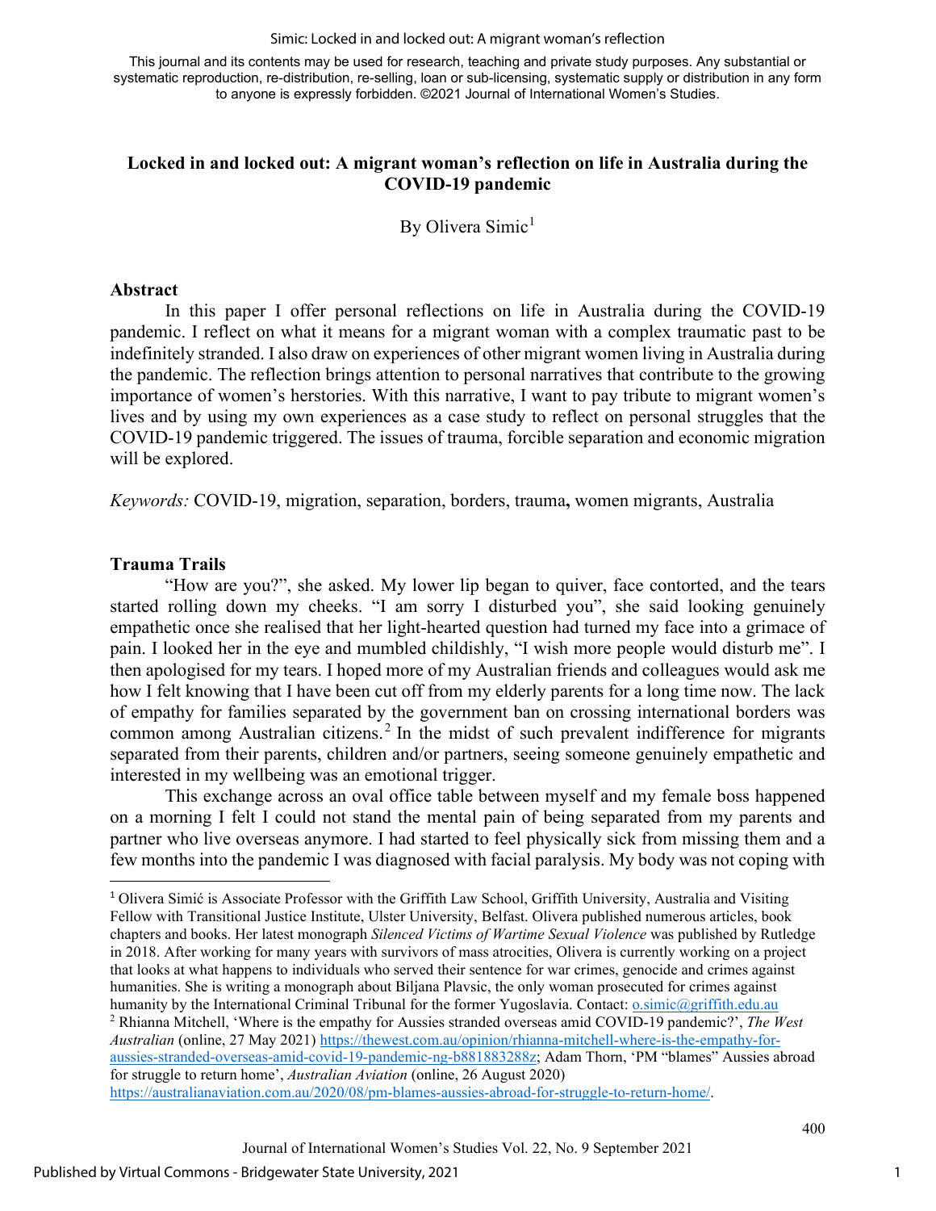# Locked in and locked out: A migrant woman's reflection on life in Australia during the COVID-19 pandemic

By Olivera Simic[1]

## Abstract

In this paper I offer personal reflections on life in Australia during the COVID-19 pandemic. I reflect on what it means for a migrant woman with a complex traumatic past to be indefinitely stranded. I also draw on experiences of other migrant women living in Australia during the pandemic. The reflection brings attention to personal narratives that contribute to the growing importance of women's herstories. With this narrative, I want to pay tribute to migrant women's lives and by using my own experiences as a case study to reflect on personal struggles that the COVID-19 pandemic triggered. The issues of trauma, forcible separation and economic migration will be explored.

*Keywords:* COVID-19, migration, separation, borders, trauma**,** women migrants, Australia

## Trauma Trails

"How are you?", she asked. My lower lip began to quiver, face contorted, and the tears started rolling down my cheeks. "I am sorry I disturbed you", she said looking genuinely empathetic once she realised that her light-hearted question had turned my face into a grimace of pain. I looked her in the eye and mumbled childishly, "I wish more people would disturb me". I then apologised for my tears. I hoped more of my Australian friends and colleagues would ask me how I felt knowing that I have been cut off from my elderly parents for a long time now. The lack of empathy for families separated by the government ban on crossing international borders was common among Australian citizens.[2] In the midst of such prevalent indifference for migrants separated from their parents, children and/or partners, seeing someone genuinely empathetic and interested in my wellbeing was an emotional trigger.

This exchange across an oval office table between myself and my female boss happened on a morning I felt I could not stand the mental pain of being separated from my parents and partner who live overseas anymore. I had started to feel physically sick from missing them and a few months into the pandemic I was diagnosed with facial paralysis. My body was not coping with

---

[1] Olivera Simić is Associate Professor with the Griffith Law School, Griffith University, Australia and Visiting Fellow with Transitional Justice Institute, Ulster University, Belfast. Olivera published numerous articles, book chapters and books. Her latest monograph *Silenced Victims of Wartime Sexual Violence* was published by Rutledge in 2018. After working for many years with survivors of mass atrocities, Olivera is currently working on a project that looks at what happens to individuals who served their sentence for war crimes, genocide and crimes against humanities. She is writing a monograph about Biljana Plavsic, the only woman prosecuted for crimes against humanity by the International Criminal Tribunal for the former Yugoslavia. Contact: o.simic@griffith.edu.au

[2] Rhianna Mitchell, 'Where is the empathy for Aussies stranded overseas amid COVID-19 pandemic?', *The West Australian* (online, 27 May 2021) https://thewest.com.au/opinion/rhianna-mitchell-where-is-the-empathy-for-aussies-stranded-overseas-amid-covid-19-pandemic-ng-b881883288z; Adam Thorn, 'PM "blames" Aussies abroad for struggle to return home', *Australian Aviation* (online, 26 August 2020) https://australianaviation.com.au/2020/08/pm-blames-aussies-abroad-for-struggle-to-return-home/.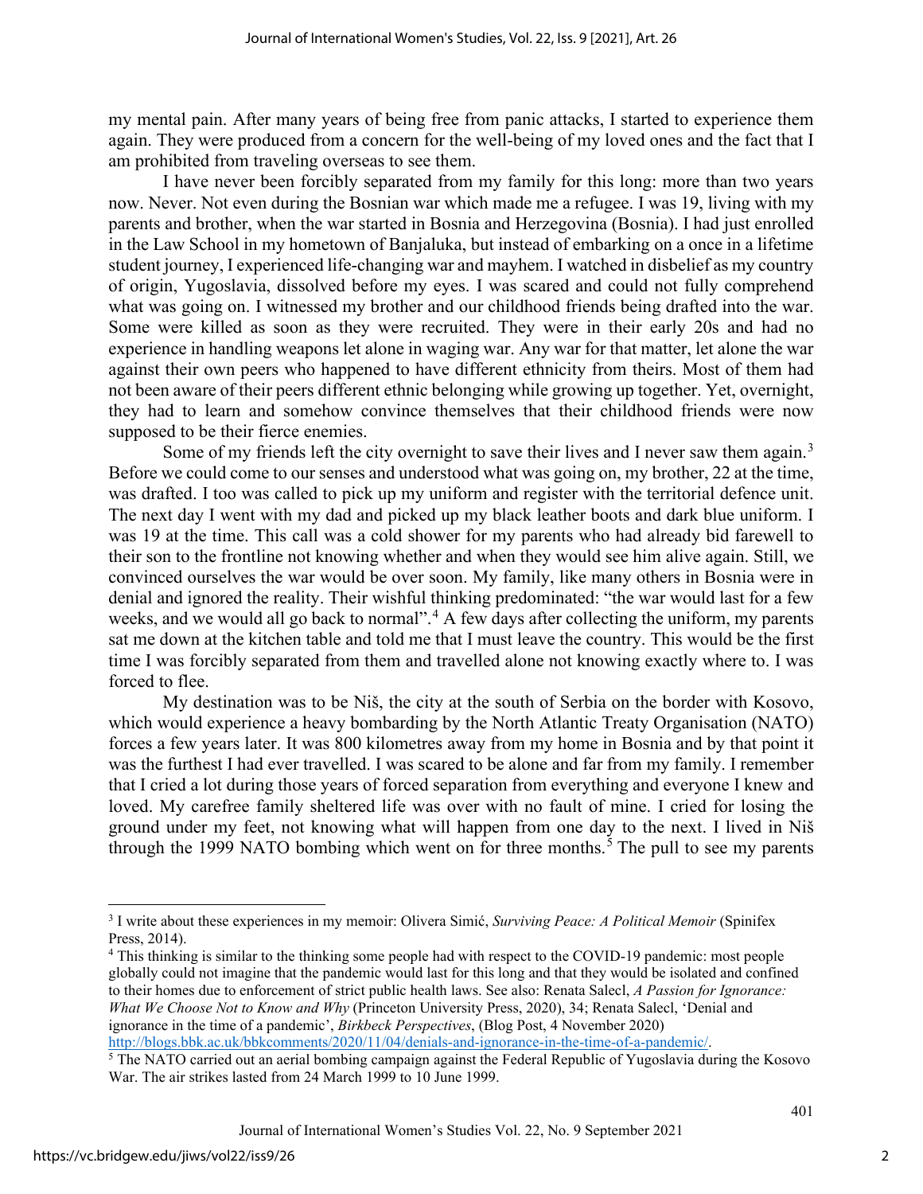my mental pain. After many years of being free from panic attacks, I started to experience them again. They were produced from a concern for the well-being of my loved ones and the fact that I am prohibited from traveling overseas to see them.

I have never been forcibly separated from my family for this long: more than two years now. Never. Not even during the Bosnian war which made me a refugee. I was 19, living with my parents and brother, when the war started in Bosnia and Herzegovina (Bosnia). I had just enrolled in the Law School in my hometown of Banjaluka, but instead of embarking on a once in a lifetime student journey, I experienced life-changing war and mayhem. I watched in disbelief as my country of origin, Yugoslavia, dissolved before my eyes. I was scared and could not fully comprehend what was going on. I witnessed my brother and our childhood friends being drafted into the war. Some were killed as soon as they were recruited. They were in their early 20s and had no experience in handling weapons let alone in waging war. Any war for that matter, let alone the war against their own peers who happened to have different ethnicity from theirs. Most of them had not been aware of their peers different ethnic belonging while growing up together. Yet, overnight, they had to learn and somehow convince themselves that their childhood friends were now supposed to be their fierce enemies.

Some of my friends left the city overnight to save their lives and I never saw them again.[3] Before we could come to our senses and understood what was going on, my brother, 22 at the time, was drafted. I too was called to pick up my uniform and register with the territorial defence unit. The next day I went with my dad and picked up my black leather boots and dark blue uniform. I was 19 at the time. This call was a cold shower for my parents who had already bid farewell to their son to the frontline not knowing whether and when they would see him alive again. Still, we convinced ourselves the war would be over soon. My family, like many others in Bosnia were in denial and ignored the reality. Their wishful thinking predominated: "the war would last for a few weeks, and we would all go back to normal".[4] A few days after collecting the uniform, my parents sat me down at the kitchen table and told me that I must leave the country. This would be the first time I was forcibly separated from them and travelled alone not knowing exactly where to. I was forced to flee.

My destination was to be Niš, the city at the south of Serbia on the border with Kosovo, which would experience a heavy bombarding by the North Atlantic Treaty Organisation (NATO) forces a few years later. It was 800 kilometres away from my home in Bosnia and by that point it was the furthest I had ever travelled. I was scared to be alone and far from my family. I remember that I cried a lot during those years of forced separation from everything and everyone I knew and loved. My carefree family sheltered life was over with no fault of mine. I cried for losing the ground under my feet, not knowing what will happen from one day to the next. I lived in Niš through the 1999 NATO bombing which went on for three months.[5] The pull to see my parents

---

[3] I write about these experiences in my memoir: Olivera Simić, *Surviving Peace: A Political Memoir* (Spinifex Press, 2014).

[4] This thinking is similar to the thinking some people had with respect to the COVID-19 pandemic: most people globally could not imagine that the pandemic would last for this long and that they would be isolated and confined to their homes due to enforcement of strict public health laws. See also: Renata Salecl, *A Passion for Ignorance: What We Choose Not to Know and Why* (Princeton University Press, 2020), 34; Renata Salecl, 'Denial and ignorance in the time of a pandemic', *Birkbeck Perspectives*, (Blog Post, 4 November 2020) http://blogs.bbk.ac.uk/bbkcomments/2020/11/04/denials-and-ignorance-in-the-time-of-a-pandemic/.

[5] The NATO carried out an aerial bombing campaign against the Federal Republic of Yugoslavia during the Kosovo War. The air strikes lasted from 24 March 1999 to 10 June 1999.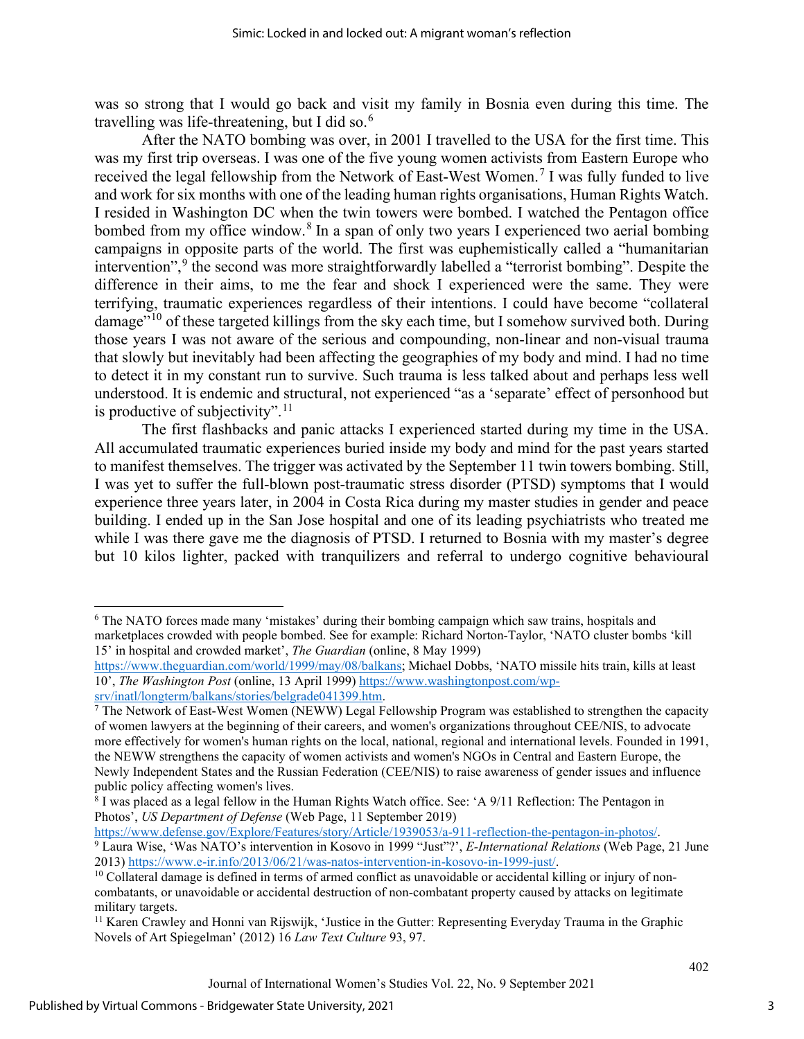was so strong that I would go back and visit my family in Bosnia even during this time. The travelling was life-threatening, but I did so.[6]

After the NATO bombing was over, in 2001 I travelled to the USA for the first time. This was my first trip overseas. I was one of the five young women activists from Eastern Europe who received the legal fellowship from the Network of East-West Women.[7] I was fully funded to live and work for six months with one of the leading human rights organisations, Human Rights Watch. I resided in Washington DC when the twin towers were bombed. I watched the Pentagon office bombed from my office window.[8] In a span of only two years I experienced two aerial bombing campaigns in opposite parts of the world. The first was euphemistically called a "humanitarian intervention",[9] the second was more straightforwardly labelled a "terrorist bombing". Despite the difference in their aims, to me the fear and shock I experienced were the same. They were terrifying, traumatic experiences regardless of their intentions. I could have become "collateral damage"[10] of these targeted killings from the sky each time, but I somehow survived both. During those years I was not aware of the serious and compounding, non-linear and non-visual trauma that slowly but inevitably had been affecting the geographies of my body and mind. I had no time to detect it in my constant run to survive. Such trauma is less talked about and perhaps less well understood. It is endemic and structural, not experienced "as a 'separate' effect of personhood but is productive of subjectivity".[11]

The first flashbacks and panic attacks I experienced started during my time in the USA. All accumulated traumatic experiences buried inside my body and mind for the past years started to manifest themselves. The trigger was activated by the September 11 twin towers bombing. Still, I was yet to suffer the full-blown post-traumatic stress disorder (PTSD) symptoms that I would experience three years later, in 2004 in Costa Rica during my master studies in gender and peace building. I ended up in the San Jose hospital and one of its leading psychiatrists who treated me while I was there gave me the diagnosis of PTSD. I returned to Bosnia with my master's degree but 10 kilos lighter, packed with tranquilizers and referral to undergo cognitive behavioural

---

[6] The NATO forces made many 'mistakes' during their bombing campaign which saw trains, hospitals and marketplaces crowded with people bombed. See for example: Richard Norton-Taylor, 'NATO cluster bombs 'kill 15' in hospital and crowded market', *The Guardian* (online, 8 May 1999) https://www.theguardian.com/world/1999/may/08/balkans; Michael Dobbs, 'NATO missile hits train, kills at least 10', *The Washington Post* (online, 13 April 1999) https://www.washingtonpost.com/wp-srv/inatl/longterm/balkans/stories/belgrade041399.htm.

[7] The Network of East-West Women (NEWW) Legal Fellowship Program was established to strengthen the capacity of women lawyers at the beginning of their careers, and women's organizations throughout CEE/NIS, to advocate more effectively for women's human rights on the local, national, regional and international levels. Founded in 1991, the NEWW strengthens the capacity of women activists and women's NGOs in Central and Eastern Europe, the Newly Independent States and the Russian Federation (CEE/NIS) to raise awareness of gender issues and influence public policy affecting women's lives.

[8] I was placed as a legal fellow in the Human Rights Watch office. See: 'A 9/11 Reflection: The Pentagon in Photos', *US Department of Defense* (Web Page, 11 September 2019) https://www.defense.gov/Explore/Features/story/Article/1939053/a-911-reflection-the-pentagon-in-photos/.

[9] Laura Wise, 'Was NATO's intervention in Kosovo in 1999 "Just"?', *E-International Relations* (Web Page, 21 June 2013) https://www.e-ir.info/2013/06/21/was-natos-intervention-in-kosovo-in-1999-just/.

[10] Collateral damage is defined in terms of armed conflict as unavoidable or accidental killing or injury of non-combatants, or unavoidable or accidental destruction of non-combatant property caused by attacks on legitimate military targets.

[11] Karen Crawley and Honni van Rijswijk, 'Justice in the Gutter: Representing Everyday Trauma in the Graphic Novels of Art Spiegelman' (2012) 16 *Law Text Culture* 93, 97.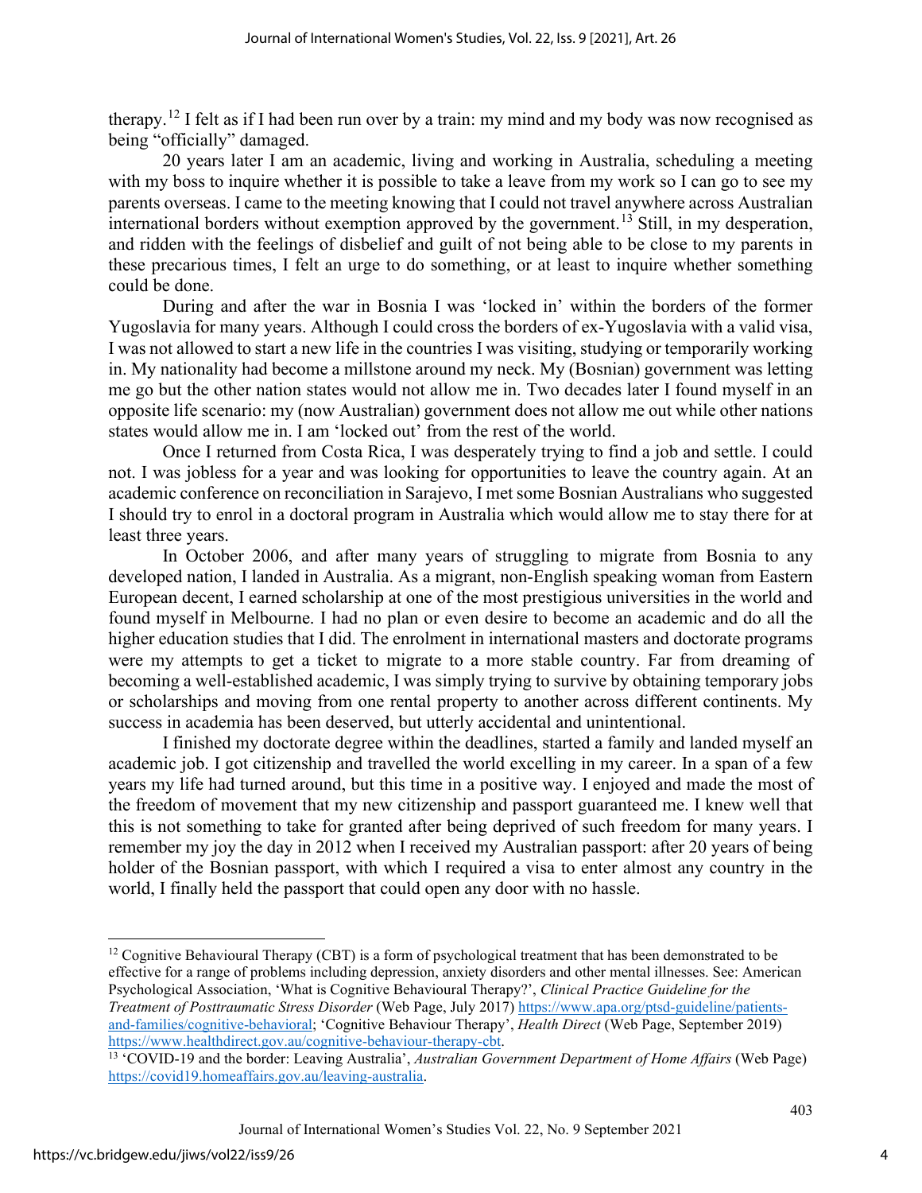therapy.[12] I felt as if I had been run over by a train: my mind and my body was now recognised as being "officially" damaged.

20 years later I am an academic, living and working in Australia, scheduling a meeting with my boss to inquire whether it is possible to take a leave from my work so I can go to see my parents overseas. I came to the meeting knowing that I could not travel anywhere across Australian international borders without exemption approved by the government.[13] Still, in my desperation, and ridden with the feelings of disbelief and guilt of not being able to be close to my parents in these precarious times, I felt an urge to do something, or at least to inquire whether something could be done.

During and after the war in Bosnia I was 'locked in' within the borders of the former Yugoslavia for many years. Although I could cross the borders of ex-Yugoslavia with a valid visa, I was not allowed to start a new life in the countries I was visiting, studying or temporarily working in. My nationality had become a millstone around my neck. My (Bosnian) government was letting me go but the other nation states would not allow me in. Two decades later I found myself in an opposite life scenario: my (now Australian) government does not allow me out while other nations states would allow me in. I am 'locked out' from the rest of the world.

Once I returned from Costa Rica, I was desperately trying to find a job and settle. I could not. I was jobless for a year and was looking for opportunities to leave the country again. At an academic conference on reconciliation in Sarajevo, I met some Bosnian Australians who suggested I should try to enrol in a doctoral program in Australia which would allow me to stay there for at least three years.

In October 2006, and after many years of struggling to migrate from Bosnia to any developed nation, I landed in Australia. As a migrant, non-English speaking woman from Eastern European decent, I earned scholarship at one of the most prestigious universities in the world and found myself in Melbourne. I had no plan or even desire to become an academic and do all the higher education studies that I did. The enrolment in international masters and doctorate programs were my attempts to get a ticket to migrate to a more stable country. Far from dreaming of becoming a well-established academic, I was simply trying to survive by obtaining temporary jobs or scholarships and moving from one rental property to another across different continents. My success in academia has been deserved, but utterly accidental and unintentional.

I finished my doctorate degree within the deadlines, started a family and landed myself an academic job. I got citizenship and travelled the world excelling in my career. In a span of a few years my life had turned around, but this time in a positive way. I enjoyed and made the most of the freedom of movement that my new citizenship and passport guaranteed me. I knew well that this is not something to take for granted after being deprived of such freedom for many years. I remember my joy the day in 2012 when I received my Australian passport: after 20 years of being holder of the Bosnian passport, with which I required a visa to enter almost any country in the world, I finally held the passport that could open any door with no hassle.

---

[12] Cognitive Behavioural Therapy (CBT) is a form of psychological treatment that has been demonstrated to be effective for a range of problems including depression, anxiety disorders and other mental illnesses. See: American Psychological Association, 'What is Cognitive Behavioural Therapy?', *Clinical Practice Guideline for the Treatment of Posttraumatic Stress Disorder* (Web Page, July 2017) https://www.apa.org/ptsd-guideline/patients-and-families/cognitive-behavioral; 'Cognitive Behaviour Therapy', *Health Direct* (Web Page, September 2019) https://www.healthdirect.gov.au/cognitive-behaviour-therapy-cbt.

[13] 'COVID-19 and the border: Leaving Australia', *Australian Government Department of Home Affairs* (Web Page) https://covid19.homeaffairs.gov.au/leaving-australia.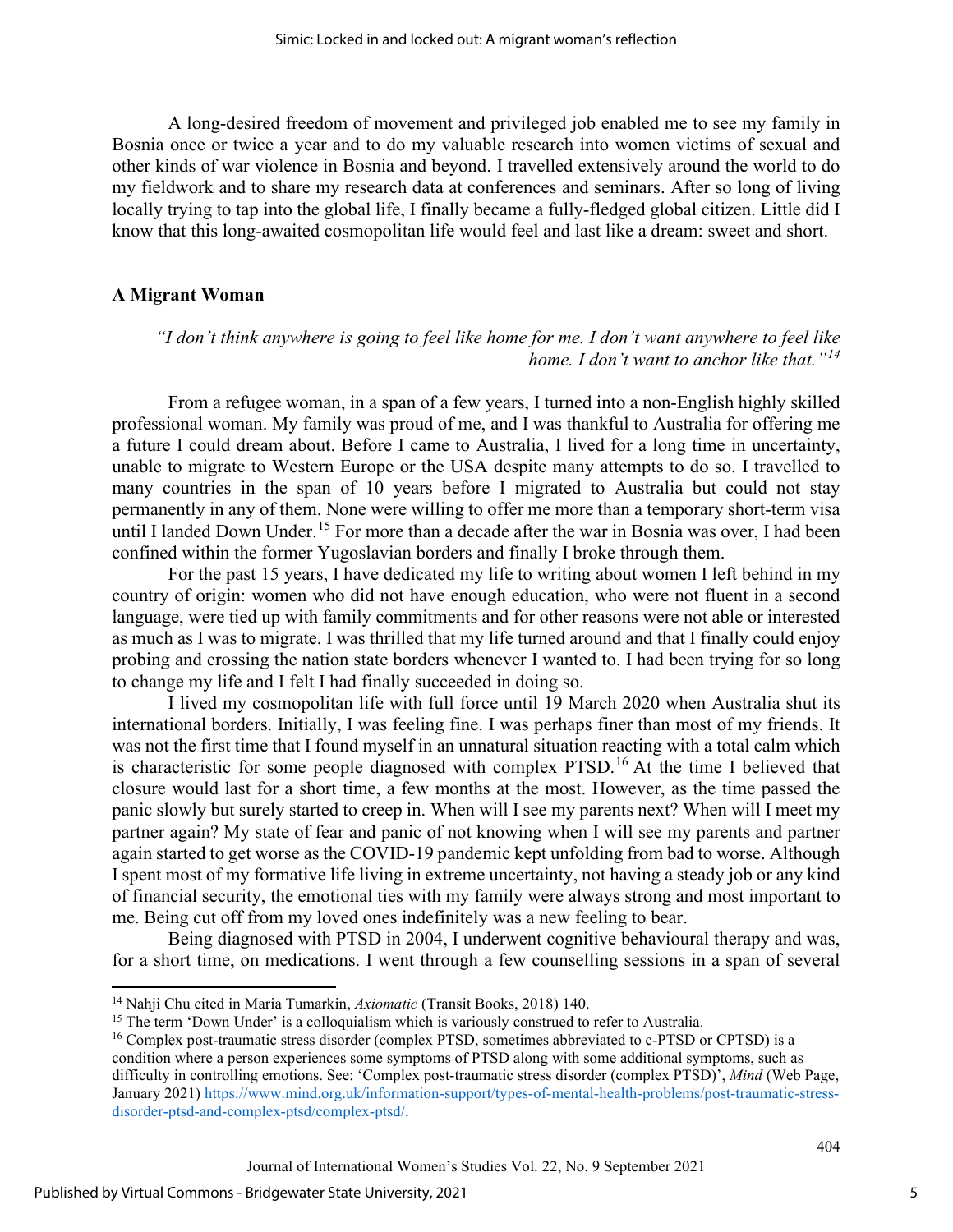A long-desired freedom of movement and privileged job enabled me to see my family in Bosnia once or twice a year and to do my valuable research into women victims of sexual and other kinds of war violence in Bosnia and beyond. I travelled extensively around the world to do my fieldwork and to share my research data at conferences and seminars. After so long of living locally trying to tap into the global life, I finally became a fully-fledged global citizen. Little did I know that this long-awaited cosmopolitan life would feel and last like a dream: sweet and short.

## A Migrant Woman

*"I don't think anywhere is going to feel like home for me. I don't want anywhere to feel like home. I don't want to anchor like that."*[14]

From a refugee woman, in a span of a few years, I turned into a non-English highly skilled professional woman. My family was proud of me, and I was thankful to Australia for offering me a future I could dream about. Before I came to Australia, I lived for a long time in uncertainty, unable to migrate to Western Europe or the USA despite many attempts to do so. I travelled to many countries in the span of 10 years before I migrated to Australia but could not stay permanently in any of them. None were willing to offer me more than a temporary short-term visa until I landed Down Under.[15] For more than a decade after the war in Bosnia was over, I had been confined within the former Yugoslavian borders and finally I broke through them.

For the past 15 years, I have dedicated my life to writing about women I left behind in my country of origin: women who did not have enough education, who were not fluent in a second language, were tied up with family commitments and for other reasons were not able or interested as much as I was to migrate. I was thrilled that my life turned around and that I finally could enjoy probing and crossing the nation state borders whenever I wanted to. I had been trying for so long to change my life and I felt I had finally succeeded in doing so.

I lived my cosmopolitan life with full force until 19 March 2020 when Australia shut its international borders. Initially, I was feeling fine. I was perhaps finer than most of my friends. It was not the first time that I found myself in an unnatural situation reacting with a total calm which is characteristic for some people diagnosed with complex PTSD.[16] At the time I believed that closure would last for a short time, a few months at the most. However, as the time passed the panic slowly but surely started to creep in. When will I see my parents next? When will I meet my partner again? My state of fear and panic of not knowing when I will see my parents and partner again started to get worse as the COVID-19 pandemic kept unfolding from bad to worse. Although I spent most of my formative life living in extreme uncertainty, not having a steady job or any kind of financial security, the emotional ties with my family were always strong and most important to me. Being cut off from my loved ones indefinitely was a new feeling to bear.

Being diagnosed with PTSD in 2004, I underwent cognitive behavioural therapy and was, for a short time, on medications. I went through a few counselling sessions in a span of several

---

[14] Nahji Chu cited in Maria Tumarkin, *Axiomatic* (Transit Books, 2018) 140.

[15] The term 'Down Under' is a colloquialism which is variously construed to refer to Australia.

[16] Complex post-traumatic stress disorder (complex PTSD, sometimes abbreviated to c-PTSD or CPTSD) is a condition where a person experiences some symptoms of PTSD along with some additional symptoms, such as difficulty in controlling emotions. See: 'Complex post-traumatic stress disorder (complex PTSD)', *Mind* (Web Page, January 2021) https://www.mind.org.uk/information-support/types-of-mental-health-problems/post-traumatic-stress-disorder-ptsd-and-complex-ptsd/complex-ptsd/.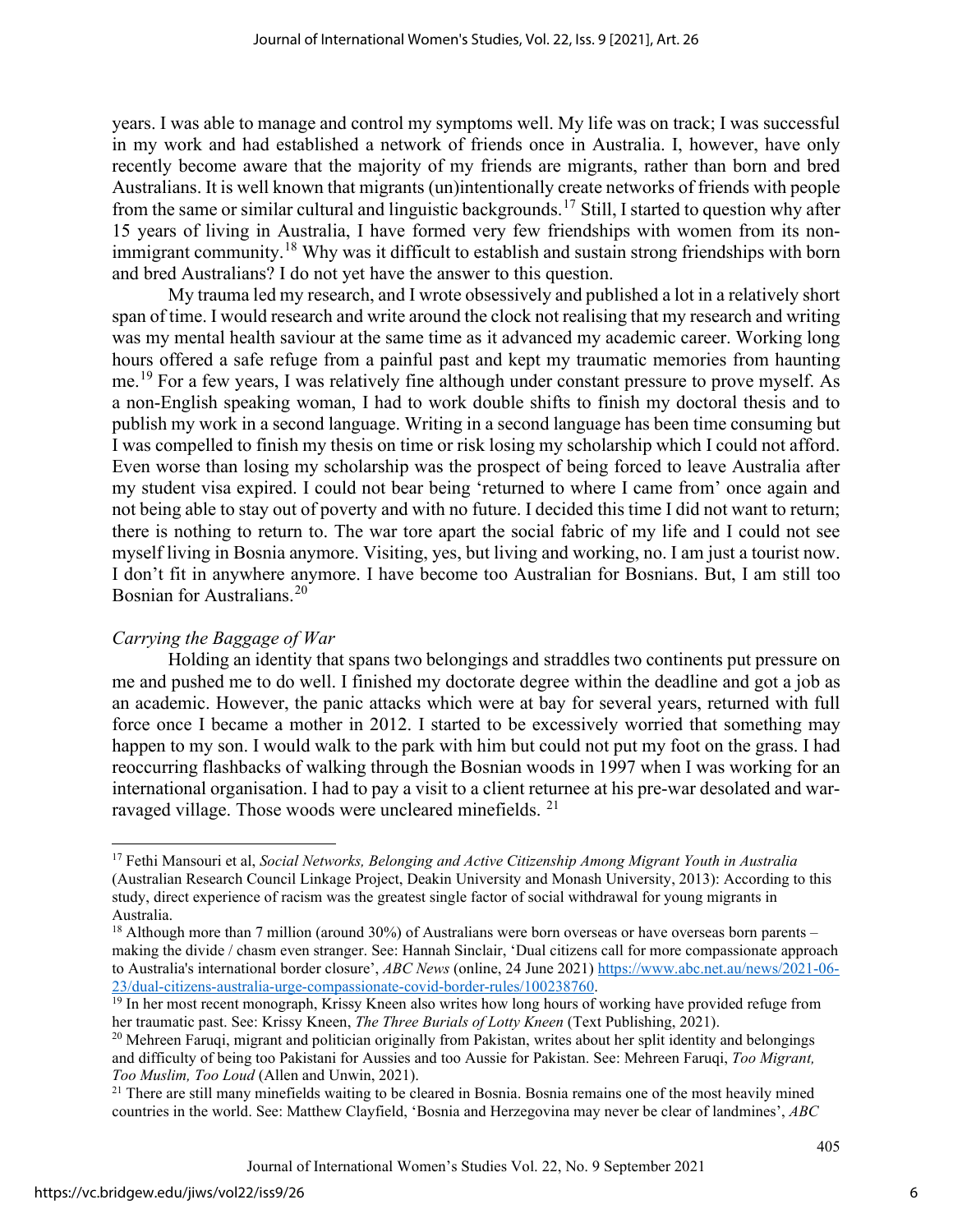years. I was able to manage and control my symptoms well. My life was on track; I was successful in my work and had established a network of friends once in Australia. I, however, have only recently become aware that the majority of my friends are migrants, rather than born and bred Australians. It is well known that migrants (un)intentionally create networks of friends with people from the same or similar cultural and linguistic backgrounds.[17] Still, I started to question why after 15 years of living in Australia, I have formed very few friendships with women from its non-immigrant community.[18] Why was it difficult to establish and sustain strong friendships with born and bred Australians? I do not yet have the answer to this question.

My trauma led my research, and I wrote obsessively and published a lot in a relatively short span of time. I would research and write around the clock not realising that my research and writing was my mental health saviour at the same time as it advanced my academic career. Working long hours offered a safe refuge from a painful past and kept my traumatic memories from haunting me.[19] For a few years, I was relatively fine although under constant pressure to prove myself. As a non-English speaking woman, I had to work double shifts to finish my doctoral thesis and to publish my work in a second language. Writing in a second language has been time consuming but I was compelled to finish my thesis on time or risk losing my scholarship which I could not afford. Even worse than losing my scholarship was the prospect of being forced to leave Australia after my student visa expired. I could not bear being 'returned to where I came from' once again and not being able to stay out of poverty and with no future. I decided this time I did not want to return; there is nothing to return to. The war tore apart the social fabric of my life and I could not see myself living in Bosnia anymore. Visiting, yes, but living and working, no. I am just a tourist now. I don't fit in anywhere anymore. I have become too Australian for Bosnians. But, I am still too Bosnian for Australians.[20]

### *Carrying the Baggage of War*

Holding an identity that spans two belongings and straddles two continents put pressure on me and pushed me to do well. I finished my doctorate degree within the deadline and got a job as an academic. However, the panic attacks which were at bay for several years, returned with full force once I became a mother in 2012. I started to be excessively worried that something may happen to my son. I would walk to the park with him but could not put my foot on the grass. I had reoccurring flashbacks of walking through the Bosnian woods in 1997 when I was working for an international organisation. I had to pay a visit to a client returnee at his pre-war desolated and war-ravaged village. Those woods were uncleared minefields.[21]

---

[17] Fethi Mansouri et al, *Social Networks, Belonging and Active Citizenship Among Migrant Youth in Australia* (Australian Research Council Linkage Project, Deakin University and Monash University, 2013): According to this study, direct experience of racism was the greatest single factor of social withdrawal for young migrants in Australia.

[18] Although more than 7 million (around 30%) of Australians were born overseas or have overseas born parents – making the divide / chasm even stranger. See: Hannah Sinclair, 'Dual citizens call for more compassionate approach to Australia's international border closure', *ABC News* (online, 24 June 2021) https://www.abc.net.au/news/2021-06-23/dual-citizens-australia-urge-compassionate-covid-border-rules/100238760.

[19] In her most recent monograph, Krissy Kneen also writes how long hours of working have provided refuge from her traumatic past. See: Krissy Kneen, *The Three Burials of Lotty Kneen* (Text Publishing, 2021).

[20] Mehreen Faruqi, migrant and politician originally from Pakistan, writes about her split identity and belongings and difficulty of being too Pakistani for Aussies and too Aussie for Pakistan. See: Mehreen Faruqi, *Too Migrant, Too Muslim, Too Loud* (Allen and Unwin, 2021).

[21] There are still many minefields waiting to be cleared in Bosnia. Bosnia remains one of the most heavily mined countries in the world. See: Matthew Clayfield, 'Bosnia and Herzegovina may never be clear of landmines', *ABC*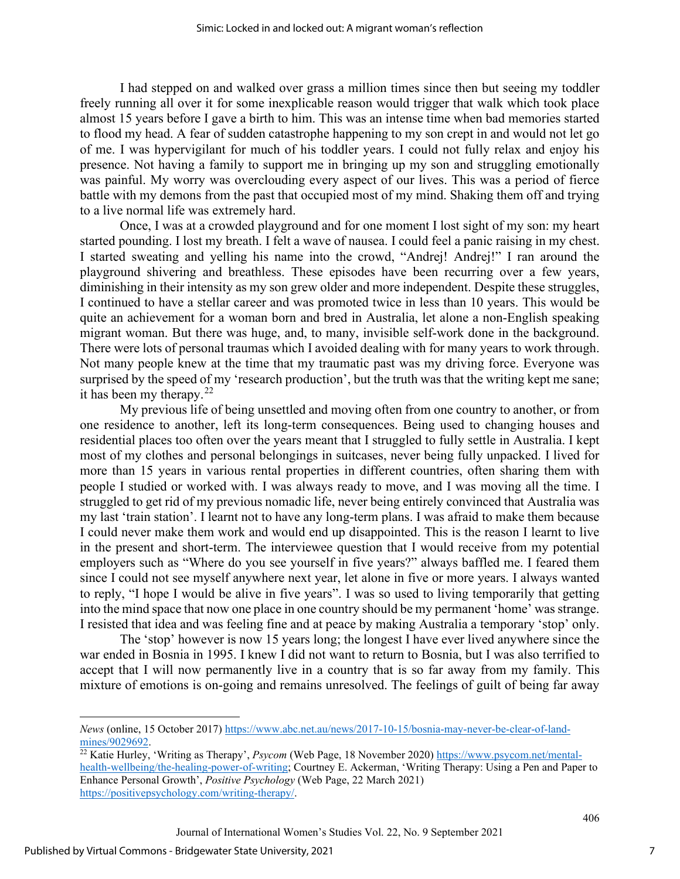I had stepped on and walked over grass a million times since then but seeing my toddler freely running all over it for some inexplicable reason would trigger that walk which took place almost 15 years before I gave a birth to him. This was an intense time when bad memories started to flood my head. A fear of sudden catastrophe happening to my son crept in and would not let go of me. I was hypervigilant for much of his toddler years. I could not fully relax and enjoy his presence. Not having a family to support me in bringing up my son and struggling emotionally was painful. My worry was overclouding every aspect of our lives. This was a period of fierce battle with my demons from the past that occupied most of my mind. Shaking them off and trying to a live normal life was extremely hard.

Once, I was at a crowded playground and for one moment I lost sight of my son: my heart started pounding. I lost my breath. I felt a wave of nausea. I could feel a panic raising in my chest. I started sweating and yelling his name into the crowd, "Andrej! Andrej!" I ran around the playground shivering and breathless. These episodes have been recurring over a few years, diminishing in their intensity as my son grew older and more independent. Despite these struggles, I continued to have a stellar career and was promoted twice in less than 10 years. This would be quite an achievement for a woman born and bred in Australia, let alone a non-English speaking migrant woman. But there was huge, and, to many, invisible self-work done in the background. There were lots of personal traumas which I avoided dealing with for many years to work through. Not many people knew at the time that my traumatic past was my driving force. Everyone was surprised by the speed of my 'research production', but the truth was that the writing kept me sane; it has been my therapy.[22]

My previous life of being unsettled and moving often from one country to another, or from one residence to another, left its long-term consequences. Being used to changing houses and residential places too often over the years meant that I struggled to fully settle in Australia. I kept most of my clothes and personal belongings in suitcases, never being fully unpacked. I lived for more than 15 years in various rental properties in different countries, often sharing them with people I studied or worked with. I was always ready to move, and I was moving all the time. I struggled to get rid of my previous nomadic life, never being entirely convinced that Australia was my last 'train station'. I learnt not to have any long-term plans. I was afraid to make them because I could never make them work and would end up disappointed. This is the reason I learnt to live in the present and short-term. The interviewee question that I would receive from my potential employers such as "Where do you see yourself in five years?" always baffled me. I feared them since I could not see myself anywhere next year, let alone in five or more years. I always wanted to reply, "I hope I would be alive in five years". I was so used to living temporarily that getting into the mind space that now one place in one country should be my permanent 'home' was strange. I resisted that idea and was feeling fine and at peace by making Australia a temporary 'stop' only.

The 'stop' however is now 15 years long; the longest I have ever lived anywhere since the war ended in Bosnia in 1995. I knew I did not want to return to Bosnia, but I was also terrified to accept that I will now permanently live in a country that is so far away from my family. This mixture of emotions is on-going and remains unresolved. The feelings of guilt of being far away

---

*News* (online, 15 October 2017) https://www.abc.net.au/news/2017-10-15/bosnia-may-never-be-clear-of-land-mines/9029692.

[22] Katie Hurley, 'Writing as Therapy', *Psycom* (Web Page, 18 November 2020) https://www.psycom.net/mental-health-wellbeing/the-healing-power-of-writing; Courtney E. Ackerman, 'Writing Therapy: Using a Pen and Paper to Enhance Personal Growth', *Positive Psychology* (Web Page, 22 March 2021) https://positivepsychology.com/writing-therapy/.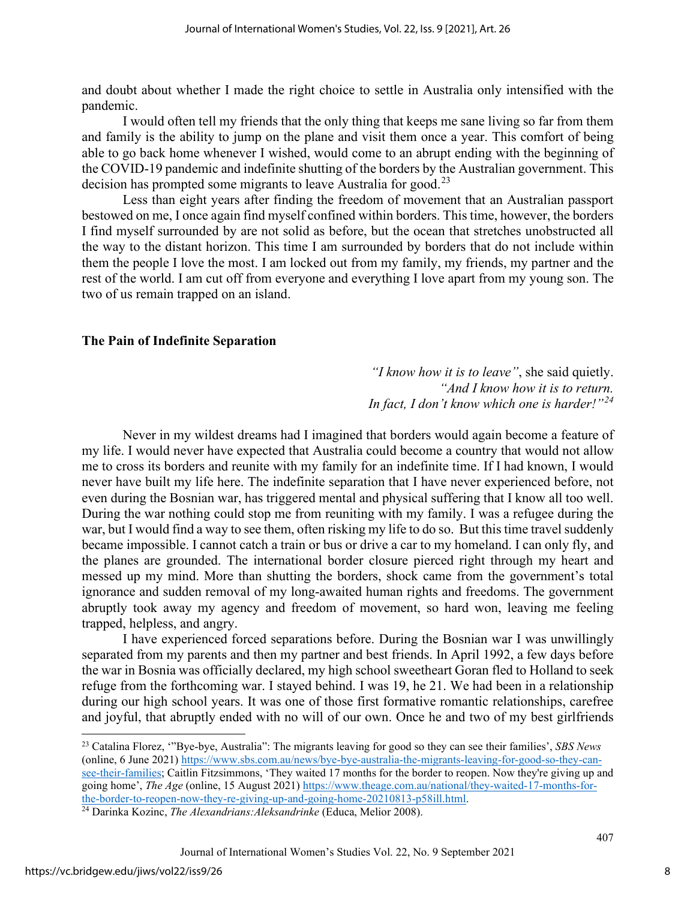and doubt about whether I made the right choice to settle in Australia only intensified with the pandemic.

I would often tell my friends that the only thing that keeps me sane living so far from them and family is the ability to jump on the plane and visit them once a year. This comfort of being able to go back home whenever I wished, would come to an abrupt ending with the beginning of the COVID-19 pandemic and indefinite shutting of the borders by the Australian government. This decision has prompted some migrants to leave Australia for good.[23]

Less than eight years after finding the freedom of movement that an Australian passport bestowed on me, I once again find myself confined within borders. This time, however, the borders I find myself surrounded by are not solid as before, but the ocean that stretches unobstructed all the way to the distant horizon. This time I am surrounded by borders that do not include within them the people I love the most. I am locked out from my family, my friends, my partner and the rest of the world. I am cut off from everyone and everything I love apart from my young son. The two of us remain trapped on an island.

## The Pain of Indefinite Separation

> *"I know how it is to leave"*, she said quietly.
> *"And I know how it is to return.*
> *In fact, I don't know which one is harder!"*[24]

Never in my wildest dreams had I imagined that borders would again become a feature of my life. I would never have expected that Australia could become a country that would not allow me to cross its borders and reunite with my family for an indefinite time. If I had known, I would never have built my life here. The indefinite separation that I have never experienced before, not even during the Bosnian war, has triggered mental and physical suffering that I know all too well. During the war nothing could stop me from reuniting with my family. I was a refugee during the war, but I would find a way to see them, often risking my life to do so. But this time travel suddenly became impossible. I cannot catch a train or bus or drive a car to my homeland. I can only fly, and the planes are grounded. The international border closure pierced right through my heart and messed up my mind. More than shutting the borders, shock came from the government's total ignorance and sudden removal of my long-awaited human rights and freedoms. The government abruptly took away my agency and freedom of movement, so hard won, leaving me feeling trapped, helpless, and angry.

I have experienced forced separations before. During the Bosnian war I was unwillingly separated from my parents and then my partner and best friends. In April 1992, a few days before the war in Bosnia was officially declared, my high school sweetheart Goran fled to Holland to seek refuge from the forthcoming war. I stayed behind. I was 19, he 21. We had been in a relationship during our high school years. It was one of those first formative romantic relationships, carefree and joyful, that abruptly ended with no will of our own. Once he and two of my best girlfriends

---

[23] Catalina Florez, '"Bye-bye, Australia": The migrants leaving for good so they can see their families', *SBS News* (online, 6 June 2021) https://www.sbs.com.au/news/bye-bye-australia-the-migrants-leaving-for-good-so-they-can-see-their-families; Caitlin Fitzsimmons, 'They waited 17 months for the border to reopen. Now they're giving up and going home', *The Age* (online, 15 August 2021) https://www.theage.com.au/national/they-waited-17-months-for-the-border-to-reopen-now-they-re-giving-up-and-going-home-20210813-p58ill.html.

[24] Darinka Kozinc, *The Alexandrians:Aleksandrinke* (Educa, Melior 2008).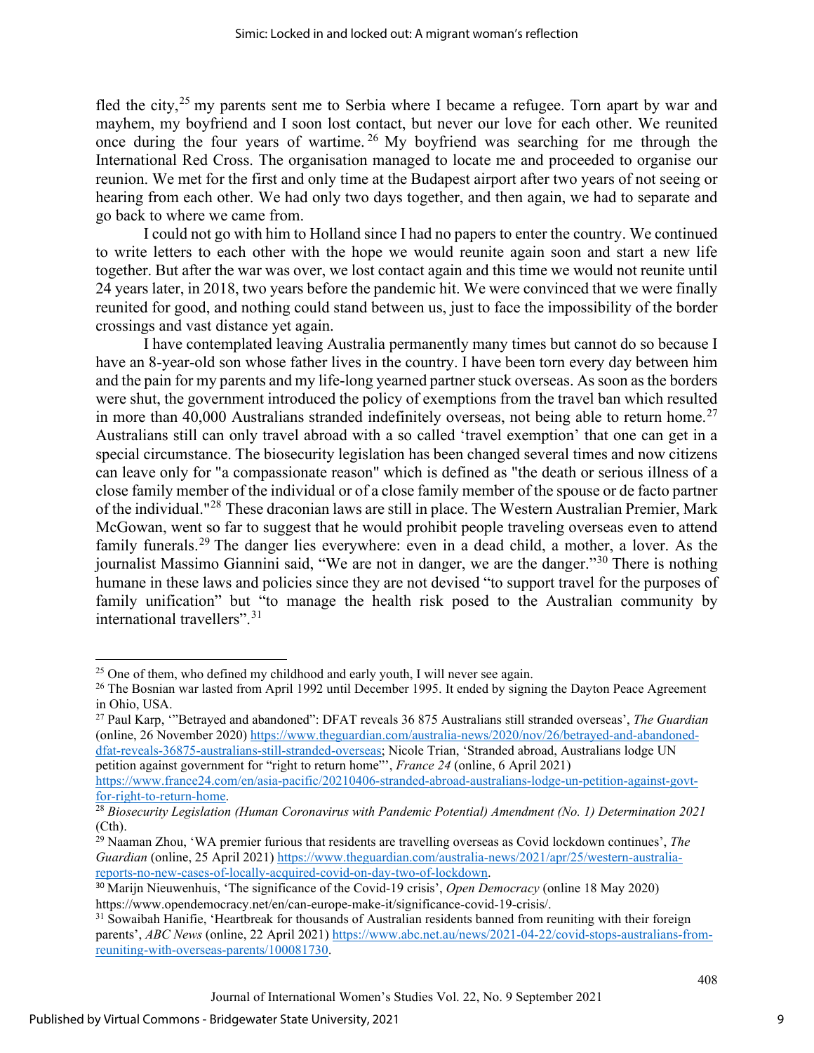fled the city,[25] my parents sent me to Serbia where I became a refugee. Torn apart by war and mayhem, my boyfriend and I soon lost contact, but never our love for each other. We reunited once during the four years of wartime.[26] My boyfriend was searching for me through the International Red Cross. The organisation managed to locate me and proceeded to organise our reunion. We met for the first and only time at the Budapest airport after two years of not seeing or hearing from each other. We had only two days together, and then again, we had to separate and go back to where we came from.

I could not go with him to Holland since I had no papers to enter the country. We continued to write letters to each other with the hope we would reunite again soon and start a new life together. But after the war was over, we lost contact again and this time we would not reunite until 24 years later, in 2018, two years before the pandemic hit. We were convinced that we were finally reunited for good, and nothing could stand between us, just to face the impossibility of the border crossings and vast distance yet again.

I have contemplated leaving Australia permanently many times but cannot do so because I have an 8-year-old son whose father lives in the country. I have been torn every day between him and the pain for my parents and my life-long yearned partner stuck overseas. As soon as the borders were shut, the government introduced the policy of exemptions from the travel ban which resulted in more than 40,000 Australians stranded indefinitely overseas, not being able to return home.[27] Australians still can only travel abroad with a so called 'travel exemption' that one can get in a special circumstance. The biosecurity legislation has been changed several times and now citizens can leave only for "a compassionate reason" which is defined as "the death or serious illness of a close family member of the individual or of a close family member of the spouse or de facto partner of the individual."[28] These draconian laws are still in place. The Western Australian Premier, Mark McGowan, went so far to suggest that he would prohibit people traveling overseas even to attend family funerals.[29] The danger lies everywhere: even in a dead child, a mother, a lover. As the journalist Massimo Giannini said, "We are not in danger, we are the danger."[30] There is nothing humane in these laws and policies since they are not devised "to support travel for the purposes of family unification" but "to manage the health risk posed to the Australian community by international travellers".[31]

---

[25] One of them, who defined my childhood and early youth, I will never see again.

[26] The Bosnian war lasted from April 1992 until December 1995. It ended by signing the Dayton Peace Agreement in Ohio, USA.

[27] Paul Karp, '"Betrayed and abandoned": DFAT reveals 36 875 Australians still stranded overseas', *The Guardian* (online, 26 November 2020) https://www.theguardian.com/australia-news/2020/nov/26/betrayed-and-abandoned-dfat-reveals-36875-australians-still-stranded-overseas; Nicole Trian, 'Stranded abroad, Australians lodge UN petition against government for "right to return home"', *France 24* (online, 6 April 2021) https://www.france24.com/en/asia-pacific/20210406-stranded-abroad-australians-lodge-un-petition-against-govt-for-right-to-return-home.

[28] *Biosecurity Legislation (Human Coronavirus with Pandemic Potential) Amendment (No. 1) Determination 2021* (Cth).

[29] Naaman Zhou, 'WA premier furious that residents are travelling overseas as Covid lockdown continues', *The Guardian* (online, 25 April 2021) https://www.theguardian.com/australia-news/2021/apr/25/western-australia-reports-no-new-cases-of-locally-acquired-covid-on-day-two-of-lockdown.

[30] Marijn Nieuwenhuis, 'The significance of the Covid-19 crisis', *Open Democracy* (online 18 May 2020) https://www.opendemocracy.net/en/can-europe-make-it/significance-covid-19-crisis/.

[31] Sowaibah Hanifie, 'Heartbreak for thousands of Australian residents banned from reuniting with their foreign parents', *ABC News* (online, 22 April 2021) https://www.abc.net.au/news/2021-04-22/covid-stops-australians-from-reuniting-with-overseas-parents/100081730.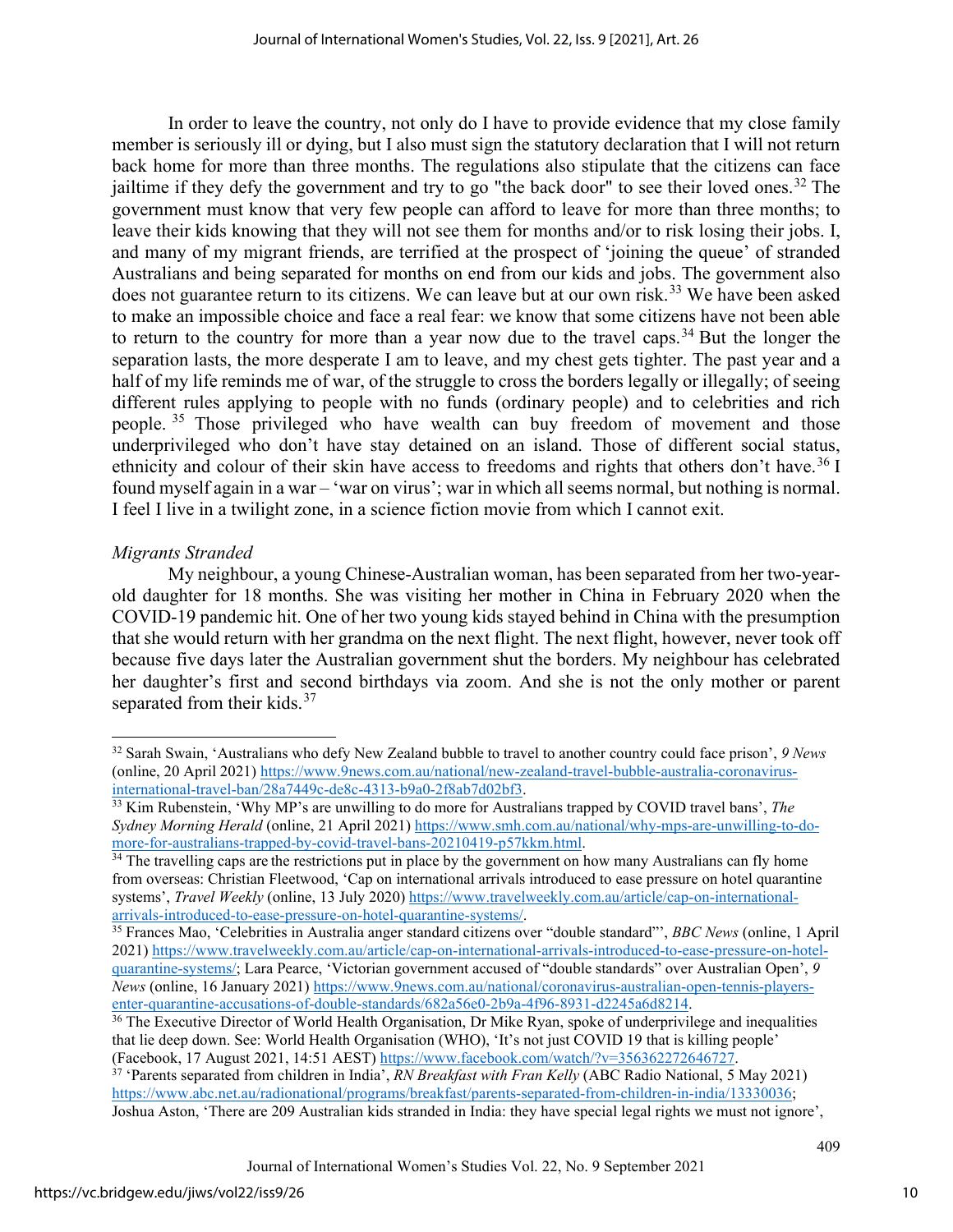In order to leave the country, not only do I have to provide evidence that my close family member is seriously ill or dying, but I also must sign the statutory declaration that I will not return back home for more than three months. The regulations also stipulate that the citizens can face jailtime if they defy the government and try to go "the back door" to see their loved ones.[32] The government must know that very few people can afford to leave for more than three months; to leave their kids knowing that they will not see them for months and/or to risk losing their jobs. I, and many of my migrant friends, are terrified at the prospect of 'joining the queue' of stranded Australians and being separated for months on end from our kids and jobs. The government also does not guarantee return to its citizens. We can leave but at our own risk.[33] We have been asked to make an impossible choice and face a real fear: we know that some citizens have not been able to return to the country for more than a year now due to the travel caps.[34] But the longer the separation lasts, the more desperate I am to leave, and my chest gets tighter. The past year and a half of my life reminds me of war, of the struggle to cross the borders legally or illegally; of seeing different rules applying to people with no funds (ordinary people) and to celebrities and rich people.[35] Those privileged who have wealth can buy freedom of movement and those underprivileged who don't have stay detained on an island. Those of different social status, ethnicity and colour of their skin have access to freedoms and rights that others don't have.[36] I found myself again in a war – 'war on virus'; war in which all seems normal, but nothing is normal. I feel I live in a twilight zone, in a science fiction movie from which I cannot exit.

*Migrants Stranded*

My neighbour, a young Chinese-Australian woman, has been separated from her two-year-old daughter for 18 months. She was visiting her mother in China in February 2020 when the COVID-19 pandemic hit. One of her two young kids stayed behind in China with the presumption that she would return with her grandma on the next flight. The next flight, however, never took off because five days later the Australian government shut the borders. My neighbour has celebrated her daughter's first and second birthdays via zoom. And she is not the only mother or parent separated from their kids.[37]

---

[32] Sarah Swain, 'Australians who defy New Zealand bubble to travel to another country could face prison', *9 News* (online, 20 April 2021) https://www.9news.com.au/national/new-zealand-travel-bubble-australia-coronavirus-international-travel-ban/28a7449c-de8c-4313-b9a0-2f8ab7d02bf3.

[33] Kim Rubenstein, 'Why MP's are unwilling to do more for Australians trapped by COVID travel bans', *The Sydney Morning Herald* (online, 21 April 2021) https://www.smh.com.au/national/why-mps-are-unwilling-to-do-more-for-australians-trapped-by-covid-travel-bans-20210419-p57kkm.html.

[34] The travelling caps are the restrictions put in place by the government on how many Australians can fly home from overseas: Christian Fleetwood, 'Cap on international arrivals introduced to ease pressure on hotel quarantine systems', *Travel Weekly* (online, 13 July 2020) https://www.travelweekly.com.au/article/cap-on-international-arrivals-introduced-to-ease-pressure-on-hotel-quarantine-systems/.

[35] Frances Mao, 'Celebrities in Australia anger standard citizens over "double standard"', *BBC News* (online, 1 April 2021) https://www.travelweekly.com.au/article/cap-on-international-arrivals-introduced-to-ease-pressure-on-hotel-quarantine-systems/; Lara Pearce, 'Victorian government accused of "double standards" over Australian Open', *9 News* (online, 16 January 2021) https://www.9news.com.au/national/coronavirus-australian-open-tennis-players-enter-quarantine-accusations-of-double-standards/682a56e0-2b9a-4f96-8931-d2245a6d8214.

[36] The Executive Director of World Health Organisation, Dr Mike Ryan, spoke of underprivilege and inequalities that lie deep down. See: World Health Organisation (WHO), 'It's not just COVID 19 that is killing people' (Facebook, 17 August 2021, 14:51 AEST) https://www.facebook.com/watch/?v=356362272646727.

[37] 'Parents separated from children in India', *RN Breakfast with Fran Kelly* (ABC Radio National, 5 May 2021) https://www.abc.net.au/radionational/programs/breakfast/parents-separated-from-children-in-india/13330036; Joshua Aston, 'There are 209 Australian kids stranded in India: they have special legal rights we must not ignore',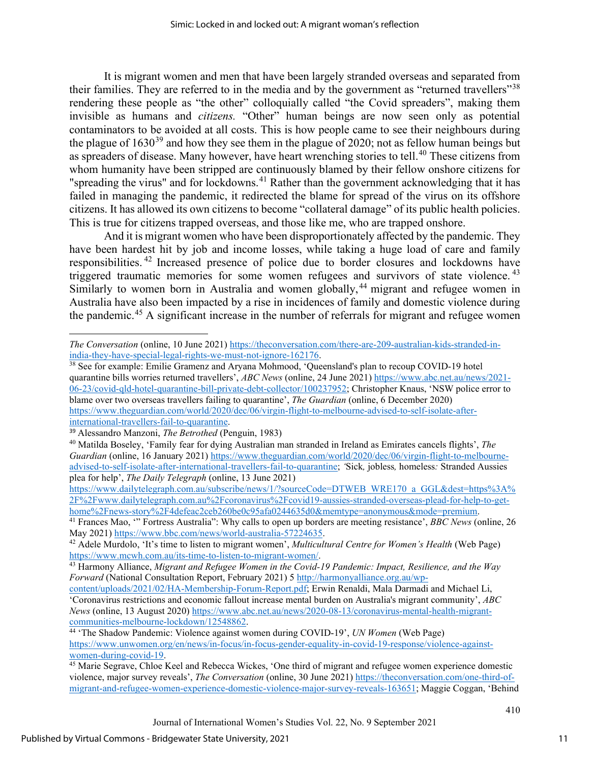It is migrant women and men that have been largely stranded overseas and separated from their families. They are referred to in the media and by the government as "returned travellers"[38] rendering these people as "the other" colloquially called "the Covid spreaders", making them invisible as humans and *citizens.* "Other" human beings are now seen only as potential contaminators to be avoided at all costs. This is how people came to see their neighbours during the plague of 1630[39] and how they see them in the plague of 2020; not as fellow human beings but as spreaders of disease. Many however, have heart wrenching stories to tell.[40] These citizens from whom humanity have been stripped are continuously blamed by their fellow onshore citizens for "spreading the virus" and for lockdowns.[41] Rather than the government acknowledging that it has failed in managing the pandemic, it redirected the blame for spread of the virus on its offshore citizens. It has allowed its own citizens to become "collateral damage" of its public health policies. This is true for citizens trapped overseas, and those like me, who are trapped onshore.

And it is migrant women who have been disproportionately affected by the pandemic. They have been hardest hit by job and income losses, while taking a huge load of care and family responsibilities.[42] Increased presence of police due to border closures and lockdowns have triggered traumatic memories for some women refugees and survivors of state violence.[43] Similarly to women born in Australia and women globally,[44] migrant and refugee women in Australia have also been impacted by a rise in incidences of family and domestic violence during the pandemic.[45] A significant increase in the number of referrals for migrant and refugee women

---

*The Conversation* (online, 10 June 2021) https://theconversation.com/there-are-209-australian-kids-stranded-in-india-they-have-special-legal-rights-we-must-not-ignore-162176.

[38] See for example: Emilie Gramenz and Aryana Mohmood, 'Queensland's plan to recoup COVID-19 hotel quarantine bills worries returned travellers', *ABC News* (online, 24 June 2021) https://www.abc.net.au/news/2021-06-23/covid-qld-hotel-quarantine-bill-private-debt-collector/100237952; Christopher Knaus, 'NSW police error to blame over two overseas travellers failing to quarantine', *The Guardian* (online, 6 December 2020) https://www.theguardian.com/world/2020/dec/06/virgin-flight-to-melbourne-advised-to-self-isolate-after-international-travellers-fail-to-quarantine.

[39] Alessandro Manzoni, *The Betrothed* (Penguin, 1983)

[40] Matilda Boseley, 'Family fear for dying Australian man stranded in Ireland as Emirates cancels flights', *The Guardian* (online, 16 January 2021) https://www.theguardian.com/world/2020/dec/06/virgin-flight-to-melbourne-advised-to-self-isolate-after-international-travellers-fail-to-quarantine; *'*Sick*,* jobless*,* homeless*:* Stranded Aussies plea for help', *The Daily Telegraph* (online, 13 June 2021) https://www.dailytelegraph.com.au/subscribe/news/1/?sourceCode=DTWEB_WRE170_a_GGL&dest=https%3A%2F%2Fwww.dailytelegraph.com.au%2Fcoronavirus%2Fcovid19-aussies-stranded-overseas-plead-for-help-to-get-home%2Fnews-story%2F4defeac2ceb260be0c95afa0244635d0&memtype=anonymous&mode=premium.

[41] Frances Mao, '" Fortress Australia": Why calls to open up borders are meeting resistance', *BBC News* (online, 26 May 2021) https://www.bbc.com/news/world-australia-57224635.

[42] Adele Murdolo, 'It's time to listen to migrant women', *Multicultural Centre for Women's Health* (Web Page) https://www.mcwh.com.au/its-time-to-listen-to-migrant-women/.

[43] Harmony Alliance, *Migrant and Refugee Women in the Covid-19 Pandemic: Impact, Resilience, and the Way Forward* (National Consultation Report, February 2021) 5 http://harmonyalliance.org.au/wp-content/uploads/2021/02/HA-Membership-Forum-Report.pdf; Erwin Renaldi, Mala Darmadi and Michael Li, 'Coronavirus restrictions and economic fallout increase mental burden on Australia's migrant community', *ABC News* (online, 13 August 2020) https://www.abc.net.au/news/2020-08-13/coronavirus-mental-health-migrant-communities-melbourne-lockdown/12548862.

[44] 'The Shadow Pandemic: Violence against women during COVID-19', *UN Women* (Web Page) https://www.unwomen.org/en/news/in-focus/in-focus-gender-equality-in-covid-19-response/violence-against-women-during-covid-19.

[45] Marie Segrave, Chloe Keel and Rebecca Wickes, 'One third of migrant and refugee women experience domestic violence, major survey reveals', *The Conversation* (online, 30 June 2021) https://theconversation.com/one-third-of-migrant-and-refugee-women-experience-domestic-violence-major-survey-reveals-163651; Maggie Coggan, 'Behind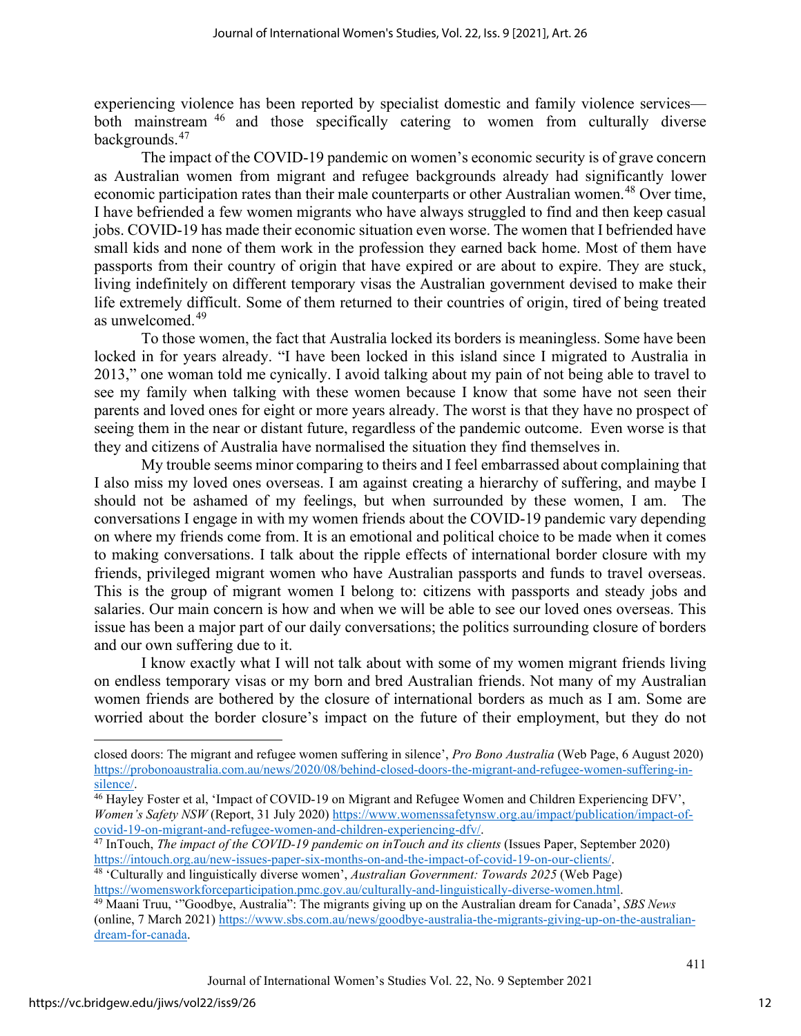experiencing violence has been reported by specialist domestic and family violence services—both mainstream [46] and those specifically catering to women from culturally diverse backgrounds.[47]

The impact of the COVID-19 pandemic on women's economic security is of grave concern as Australian women from migrant and refugee backgrounds already had significantly lower economic participation rates than their male counterparts or other Australian women.[48] Over time, I have befriended a few women migrants who have always struggled to find and then keep casual jobs. COVID-19 has made their economic situation even worse. The women that I befriended have small kids and none of them work in the profession they earned back home. Most of them have passports from their country of origin that have expired or are about to expire. They are stuck, living indefinitely on different temporary visas the Australian government devised to make their life extremely difficult. Some of them returned to their countries of origin, tired of being treated as unwelcomed.[49]

To those women, the fact that Australia locked its borders is meaningless. Some have been locked in for years already. "I have been locked in this island since I migrated to Australia in 2013," one woman told me cynically. I avoid talking about my pain of not being able to travel to see my family when talking with these women because I know that some have not seen their parents and loved ones for eight or more years already. The worst is that they have no prospect of seeing them in the near or distant future, regardless of the pandemic outcome. Even worse is that they and citizens of Australia have normalised the situation they find themselves in.

My trouble seems minor comparing to theirs and I feel embarrassed about complaining that I also miss my loved ones overseas. I am against creating a hierarchy of suffering, and maybe I should not be ashamed of my feelings, but when surrounded by these women, I am. The conversations I engage in with my women friends about the COVID-19 pandemic vary depending on where my friends come from. It is an emotional and political choice to be made when it comes to making conversations. I talk about the ripple effects of international border closure with my friends, privileged migrant women who have Australian passports and funds to travel overseas. This is the group of migrant women I belong to: citizens with passports and steady jobs and salaries. Our main concern is how and when we will be able to see our loved ones overseas. This issue has been a major part of our daily conversations; the politics surrounding closure of borders and our own suffering due to it.

I know exactly what I will not talk about with some of my women migrant friends living on endless temporary visas or my born and bred Australian friends. Not many of my Australian women friends are bothered by the closure of international borders as much as I am. Some are worried about the border closure's impact on the future of their employment, but they do not

---

closed doors: The migrant and refugee women suffering in silence', *Pro Bono Australia* (Web Page, 6 August 2020) https://probonoaustralia.com.au/news/2020/08/behind-closed-doors-the-migrant-and-refugee-women-suffering-in-silence/.

[46] Hayley Foster et al, 'Impact of COVID-19 on Migrant and Refugee Women and Children Experiencing DFV', *Women's Safety NSW* (Report, 31 July 2020) https://www.womenssafetynsw.org.au/impact/publication/impact-of-covid-19-on-migrant-and-refugee-women-and-children-experiencing-dfv/.

[47] InTouch, *The impact of the COVID-19 pandemic on inTouch and its clients* (Issues Paper, September 2020) https://intouch.org.au/new-issues-paper-six-months-on-and-the-impact-of-covid-19-on-our-clients/.

[48] 'Culturally and linguistically diverse women', *Australian Government: Towards 2025* (Web Page) https://womensworkforceparticipation.pmc.gov.au/culturally-and-linguistically-diverse-women.html.

[49] Maani Truu, '"Goodbye, Australia": The migrants giving up on the Australian dream for Canada', *SBS News* (online, 7 March 2021) https://www.sbs.com.au/news/goodbye-australia-the-migrants-giving-up-on-the-australian-dream-for-canada.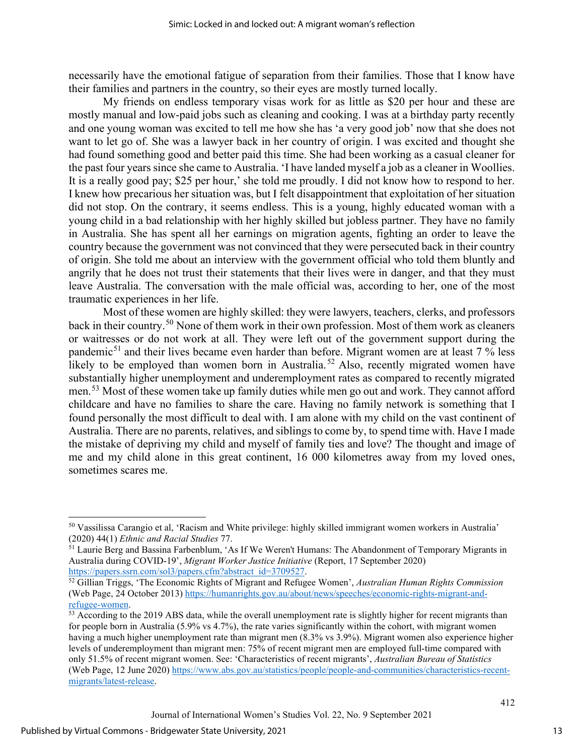necessarily have the emotional fatigue of separation from their families. Those that I know have their families and partners in the country, so their eyes are mostly turned locally.

My friends on endless temporary visas work for as little as $20 per hour and these are mostly manual and low-paid jobs such as cleaning and cooking. I was at a birthday party recently and one young woman was excited to tell me how she has 'a very good job' now that she does not want to let go of. She was a lawyer back in her country of origin. I was excited and thought she had found something good and better paid this time. She had been working as a casual cleaner for the past four years since she came to Australia. 'I have landed myself a job as a cleaner in Woollies. It is a really good pay; $25 per hour,' she told me proudly. I did not know how to respond to her. I knew how precarious her situation was, but I felt disappointment that exploitation of her situation did not stop. On the contrary, it seems endless. This is a young, highly educated woman with a young child in a bad relationship with her highly skilled but jobless partner. They have no family in Australia. She has spent all her earnings on migration agents, fighting an order to leave the country because the government was not convinced that they were persecuted back in their country of origin. She told me about an interview with the government official who told them bluntly and angrily that he does not trust their statements that their lives were in danger, and that they must leave Australia. The conversation with the male official was, according to her, one of the most traumatic experiences in her life.

Most of these women are highly skilled: they were lawyers, teachers, clerks, and professors back in their country.[50] None of them work in their own profession. Most of them work as cleaners or waitresses or do not work at all. They were left out of the government support during the pandemic[51] and their lives became even harder than before. Migrant women are at least 7 % less likely to be employed than women born in Australia.[52] Also, recently migrated women have substantially higher unemployment and underemployment rates as compared to recently migrated men.[53] Most of these women take up family duties while men go out and work. They cannot afford childcare and have no families to share the care. Having no family network is something that I found personally the most difficult to deal with. I am alone with my child on the vast continent of Australia. There are no parents, relatives, and siblings to come by, to spend time with. Have I made the mistake of depriving my child and myself of family ties and love? The thought and image of me and my child alone in this great continent, 16 000 kilometres away from my loved ones, sometimes scares me.

---

[50] Vassilissa Carangio et al, 'Racism and White privilege: highly skilled immigrant women workers in Australia' (2020) 44(1) *Ethnic and Racial Studies* 77.

[51] Laurie Berg and Bassina Farbenblum, 'As If We Weren't Humans: The Abandonment of Temporary Migrants in Australia during COVID-19', *Migrant Worker Justice Initiative* (Report, 17 September 2020) https://papers.ssrn.com/sol3/papers.cfm?abstract_id=3709527.

[52] Gillian Triggs, 'The Economic Rights of Migrant and Refugee Women', *Australian Human Rights Commission* (Web Page, 24 October 2013) https://humanrights.gov.au/about/news/speeches/economic-rights-migrant-and-refugee-women.

[53] According to the 2019 ABS data, while the overall unemployment rate is slightly higher for recent migrants than for people born in Australia (5.9% vs 4.7%), the rate varies significantly within the cohort, with migrant women having a much higher unemployment rate than migrant men (8.3% vs 3.9%). Migrant women also experience higher levels of underemployment than migrant men: 75% of recent migrant men are employed full-time compared with only 51.5% of recent migrant women. See: 'Characteristics of recent migrants', *Australian Bureau of Statistics* (Web Page, 12 June 2020) https://www.abs.gov.au/statistics/people/people-and-communities/characteristics-recent-migrants/latest-release.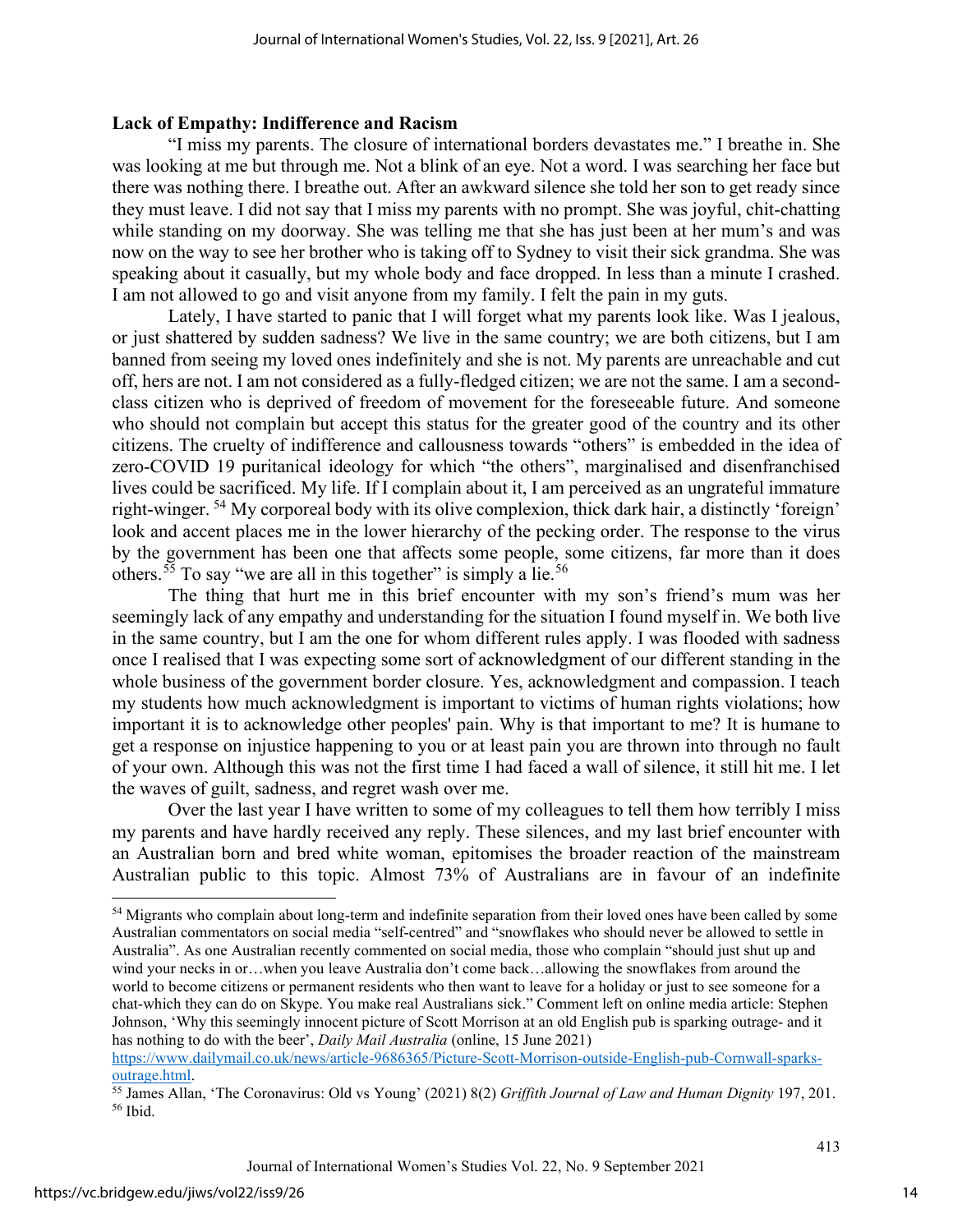**Lack of Empathy: Indifference and Racism**

"I miss my parents. The closure of international borders devastates me." I breathe in. She was looking at me but through me. Not a blink of an eye. Not a word. I was searching her face but there was nothing there. I breathe out. After an awkward silence she told her son to get ready since they must leave. I did not say that I miss my parents with no prompt. She was joyful, chit-chatting while standing on my doorway. She was telling me that she has just been at her mum's and was now on the way to see her brother who is taking off to Sydney to visit their sick grandma. She was speaking about it casually, but my whole body and face dropped. In less than a minute I crashed. I am not allowed to go and visit anyone from my family. I felt the pain in my guts.

Lately, I have started to panic that I will forget what my parents look like. Was I jealous, or just shattered by sudden sadness? We live in the same country; we are both citizens, but I am banned from seeing my loved ones indefinitely and she is not. My parents are unreachable and cut off, hers are not. I am not considered as a fully-fledged citizen; we are not the same. I am a second-class citizen who is deprived of freedom of movement for the foreseeable future. And someone who should not complain but accept this status for the greater good of the country and its other citizens. The cruelty of indifference and callousness towards "others" is embedded in the idea of zero-COVID 19 puritanical ideology for which "the others", marginalised and disenfranchised lives could be sacrificed. My life. If I complain about it, I am perceived as an ungrateful immature right-winger. [54] My corporeal body with its olive complexion, thick dark hair, a distinctly 'foreign' look and accent places me in the lower hierarchy of the pecking order. The response to the virus by the government has been one that affects some people, some citizens, far more than it does others.[55] To say "we are all in this together" is simply a lie.[56]

The thing that hurt me in this brief encounter with my son's friend's mum was her seemingly lack of any empathy and understanding for the situation I found myself in. We both live in the same country, but I am the one for whom different rules apply. I was flooded with sadness once I realised that I was expecting some sort of acknowledgment of our different standing in the whole business of the government border closure. Yes, acknowledgment and compassion. I teach my students how much acknowledgment is important to victims of human rights violations; how important it is to acknowledge other peoples' pain. Why is that important to me? It is humane to get a response on injustice happening to you or at least pain you are thrown into through no fault of your own. Although this was not the first time I had faced a wall of silence, it still hit me. I let the waves of guilt, sadness, and regret wash over me.

Over the last year I have written to some of my colleagues to tell them how terribly I miss my parents and have hardly received any reply. These silences, and my last brief encounter with an Australian born and bred white woman, epitomises the broader reaction of the mainstream Australian public to this topic. Almost 73% of Australians are in favour of an indefinite

---

[54] Migrants who complain about long-term and indefinite separation from their loved ones have been called by some Australian commentators on social media "self-centred" and "snowflakes who should never be allowed to settle in Australia". As one Australian recently commented on social media, those who complain "should just shut up and wind your necks in or…when you leave Australia don't come back…allowing the snowflakes from around the world to become citizens or permanent residents who then want to leave for a holiday or just to see someone for a chat-which they can do on Skype. You make real Australians sick." Comment left on online media article: Stephen Johnson, 'Why this seemingly innocent picture of Scott Morrison at an old English pub is sparking outrage- and it has nothing to do with the beer', *Daily Mail Australia* (online, 15 June 2021) https://www.dailymail.co.uk/news/article-9686365/Picture-Scott-Morrison-outside-English-pub-Cornwall-sparks-outrage.html.

[55] James Allan, 'The Coronavirus: Old vs Young' (2021) 8(2) *Griffith Journal of Law and Human Dignity* 197, 201.

[56] Ibid.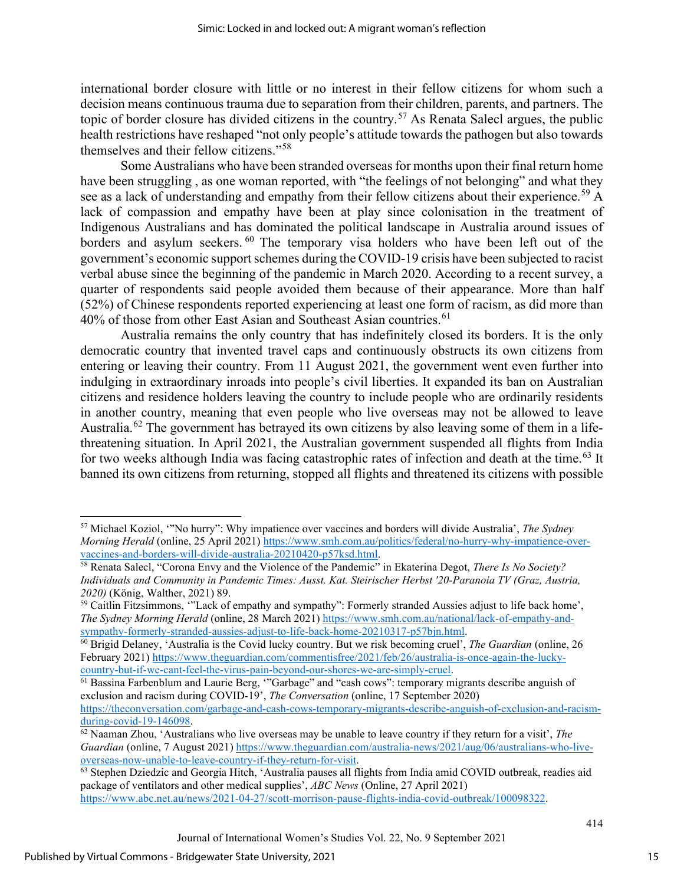international border closure with little or no interest in their fellow citizens for whom such a decision means continuous trauma due to separation from their children, parents, and partners. The topic of border closure has divided citizens in the country.[57] As Renata Salecl argues, the public health restrictions have reshaped "not only people's attitude towards the pathogen but also towards themselves and their fellow citizens."[58]

Some Australians who have been stranded overseas for months upon their final return home have been struggling , as one woman reported, with "the feelings of not belonging" and what they see as a lack of understanding and empathy from their fellow citizens about their experience.[59] A lack of compassion and empathy have been at play since colonisation in the treatment of Indigenous Australians and has dominated the political landscape in Australia around issues of borders and asylum seekers.[60] The temporary visa holders who have been left out of the government's economic support schemes during the COVID-19 crisis have been subjected to racist verbal abuse since the beginning of the pandemic in March 2020. According to a recent survey, a quarter of respondents said people avoided them because of their appearance. More than half (52%) of Chinese respondents reported experiencing at least one form of racism, as did more than 40% of those from other East Asian and Southeast Asian countries.[61]

Australia remains the only country that has indefinitely closed its borders. It is the only democratic country that invented travel caps and continuously obstructs its own citizens from entering or leaving their country. From 11 August 2021, the government went even further into indulging in extraordinary inroads into people's civil liberties. It expanded its ban on Australian citizens and residence holders leaving the country to include people who are ordinarily residents in another country, meaning that even people who live overseas may not be allowed to leave Australia.[62] The government has betrayed its own citizens by also leaving some of them in a life-threatening situation. In April 2021, the Australian government suspended all flights from India for two weeks although India was facing catastrophic rates of infection and death at the time.[63] It banned its own citizens from returning, stopped all flights and threatened its citizens with possible

---

[57] Michael Koziol, '"No hurry": Why impatience over vaccines and borders will divide Australia', *The Sydney Morning Herald* (online, 25 April 2021) https://www.smh.com.au/politics/federal/no-hurry-why-impatience-over-vaccines-and-borders-will-divide-australia-20210420-p57ksd.html.

[58] Renata Salecl, "Corona Envy and the Violence of the Pandemic" in Ekaterina Degot, *There Is No Society? Individuals and Community in Pandemic Times: Ausst. Kat. Steirischer Herbst '20-Paranoia TV (Graz, Austria, 2020)* (König, Walther, 2021) 89.

[59] Caitlin Fitzsimmons, '"Lack of empathy and sympathy": Formerly stranded Aussies adjust to life back home', *The Sydney Morning Herald* (online, 28 March 2021) https://www.smh.com.au/national/lack-of-empathy-and-sympathy-formerly-stranded-aussies-adjust-to-life-back-home-20210317-p57bjn.html.

[60] Brigid Delaney, 'Australia is the Covid lucky country. But we risk becoming cruel', *The Guardian* (online, 26 February 2021) https://www.theguardian.com/commentisfree/2021/feb/26/australia-is-once-again-the-lucky-country-but-if-we-cant-feel-the-virus-pain-beyond-our-shores-we-are-simply-cruel.

[61] Bassina Farbenblum and Laurie Berg, '"Garbage" and "cash cows": temporary migrants describe anguish of exclusion and racism during COVID-19', *The Conversation* (online, 17 September 2020) https://theconversation.com/garbage-and-cash-cows-temporary-migrants-describe-anguish-of-exclusion-and-racism-during-covid-19-146098.

[62] Naaman Zhou, 'Australians who live overseas may be unable to leave country if they return for a visit', *The Guardian* (online, 7 August 2021) https://www.theguardian.com/australia-news/2021/aug/06/australians-who-live-overseas-now-unable-to-leave-country-if-they-return-for-visit.

[63] Stephen Dziedzic and Georgia Hitch, 'Australia pauses all flights from India amid COVID outbreak, readies aid package of ventilators and other medical supplies', *ABC News* (Online, 27 April 2021) https://www.abc.net.au/news/2021-04-27/scott-morrison-pause-flights-india-covid-outbreak/100098322.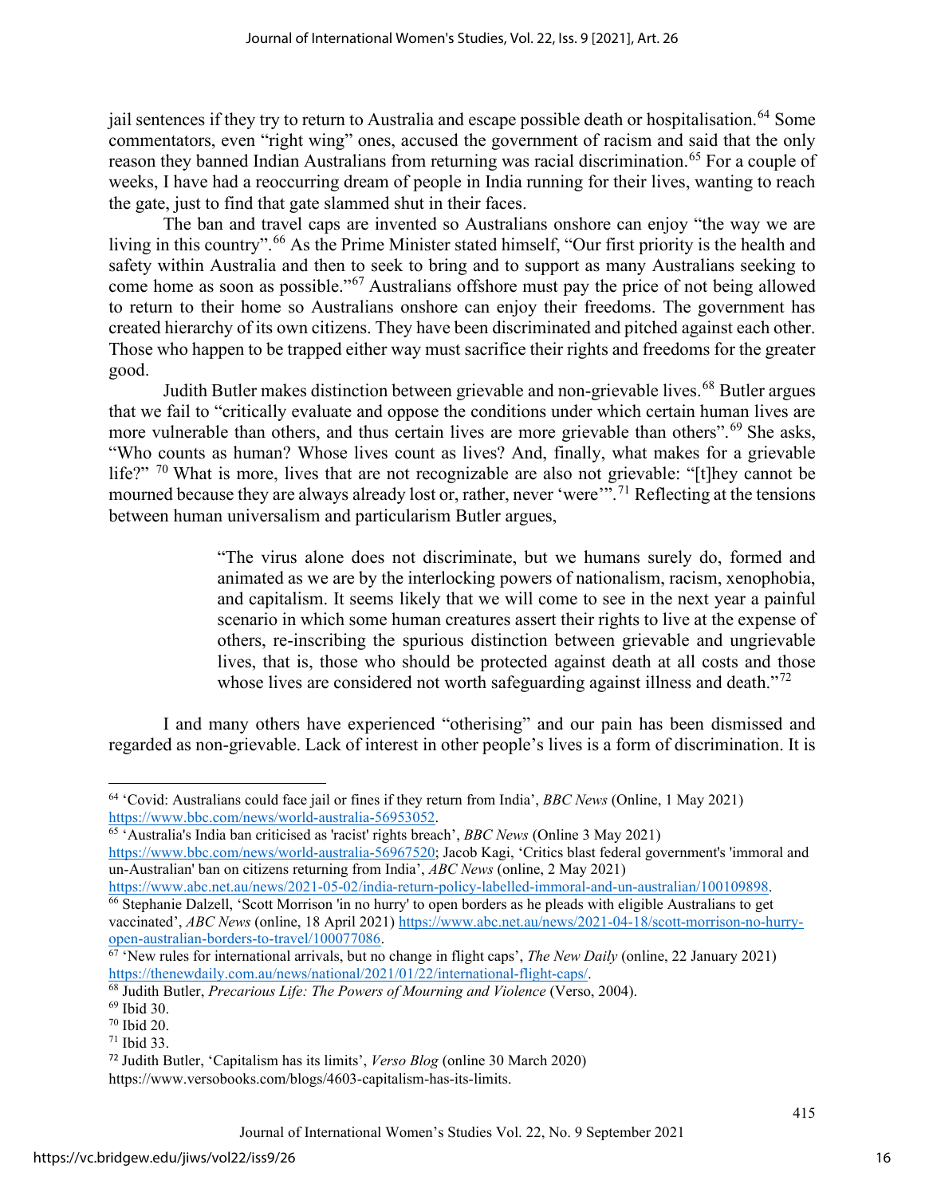jail sentences if they try to return to Australia and escape possible death or hospitalisation.[64] Some commentators, even "right wing" ones, accused the government of racism and said that the only reason they banned Indian Australians from returning was racial discrimination.[65] For a couple of weeks, I have had a reoccurring dream of people in India running for their lives, wanting to reach the gate, just to find that gate slammed shut in their faces.

The ban and travel caps are invented so Australians onshore can enjoy "the way we are living in this country".[66] As the Prime Minister stated himself, "Our first priority is the health and safety within Australia and then to seek to bring and to support as many Australians seeking to come home as soon as possible."[67] Australians offshore must pay the price of not being allowed to return to their home so Australians onshore can enjoy their freedoms. The government has created hierarchy of its own citizens. They have been discriminated and pitched against each other. Those who happen to be trapped either way must sacrifice their rights and freedoms for the greater good.

Judith Butler makes distinction between grievable and non-grievable lives.[68] Butler argues that we fail to "critically evaluate and oppose the conditions under which certain human lives are more vulnerable than others, and thus certain lives are more grievable than others".[69] She asks, "Who counts as human? Whose lives count as lives? And, finally, what makes for a grievable life?" [70] What is more, lives that are not recognizable are also not grievable: "[t]hey cannot be mourned because they are always already lost or, rather, never 'were'".[71] Reflecting at the tensions between human universalism and particularism Butler argues,

> "The virus alone does not discriminate, but we humans surely do, formed and animated as we are by the interlocking powers of nationalism, racism, xenophobia, and capitalism. It seems likely that we will come to see in the next year a painful scenario in which some human creatures assert their rights to live at the expense of others, re-inscribing the spurious distinction between grievable and ungrievable lives, that is, those who should be protected against death at all costs and those whose lives are considered not worth safeguarding against illness and death."[72]

I and many others have experienced "otherising" and our pain has been dismissed and regarded as non-grievable. Lack of interest in other people's lives is a form of discrimination. It is

---

[64] 'Covid: Australians could face jail or fines if they return from India', *BBC News* (Online, 1 May 2021) https://www.bbc.com/news/world-australia-56953052.

[65] 'Australia's India ban criticised as 'racist' rights breach', *BBC News* (Online 3 May 2021) https://www.bbc.com/news/world-australia-56967520; Jacob Kagi, 'Critics blast federal government's 'immoral and un-Australian' ban on citizens returning from India', *ABC News* (online, 2 May 2021) https://www.abc.net.au/news/2021-05-02/india-return-policy-labelled-immoral-and-un-australian/100109898.

[66] Stephanie Dalzell, 'Scott Morrison 'in no hurry' to open borders as he pleads with eligible Australians to get vaccinated', *ABC News* (online, 18 April 2021) https://www.abc.net.au/news/2021-04-18/scott-morrison-no-hurry-open-australian-borders-to-travel/100077086.

[67] 'New rules for international arrivals, but no change in flight caps', *The New Daily* (online, 22 January 2021) https://thenewdaily.com.au/news/national/2021/01/22/international-flight-caps/.

[68] Judith Butler, *Precarious Life: The Powers of Mourning and Violence* (Verso, 2004).

[69] Ibid 30.

[70] Ibid 20.

[71] Ibid 33.

[72] Judith Butler, 'Capitalism has its limits', *Verso Blog* (online 30 March 2020) https://www.versobooks.com/blogs/4603-capitalism-has-its-limits.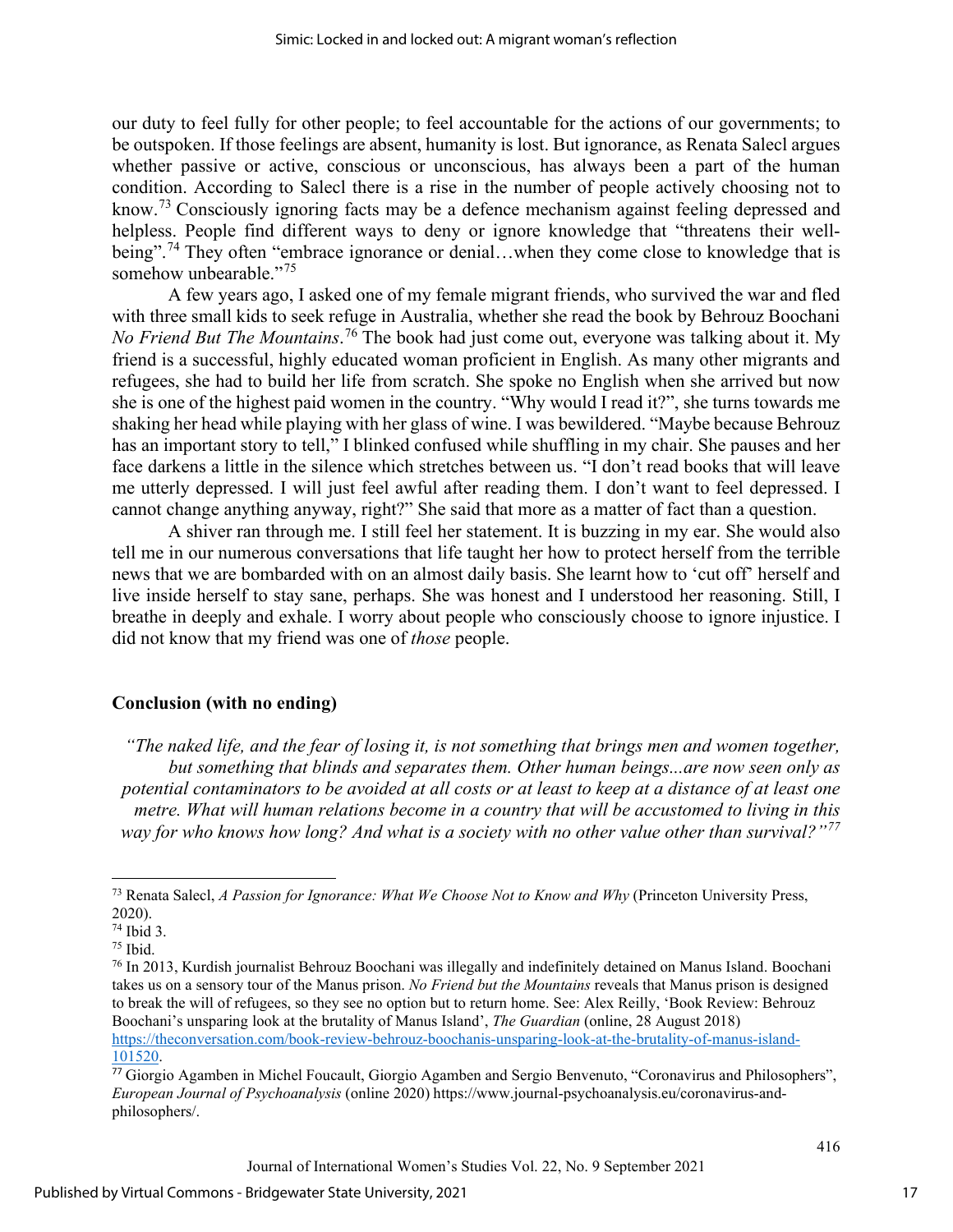our duty to feel fully for other people; to feel accountable for the actions of our governments; to be outspoken. If those feelings are absent, humanity is lost. But ignorance, as Renata Salecl argues whether passive or active, conscious or unconscious, has always been a part of the human condition. According to Salecl there is a rise in the number of people actively choosing not to know.[73] Consciously ignoring facts may be a defence mechanism against feeling depressed and helpless. People find different ways to deny or ignore knowledge that "threatens their well-being".[74] They often "embrace ignorance or denial…when they come close to knowledge that is somehow unbearable."[75]

A few years ago, I asked one of my female migrant friends, who survived the war and fled with three small kids to seek refuge in Australia, whether she read the book by Behrouz Boochani *No Friend But The Mountains*.[76] The book had just come out, everyone was talking about it. My friend is a successful, highly educated woman proficient in English. As many other migrants and refugees, she had to build her life from scratch. She spoke no English when she arrived but now she is one of the highest paid women in the country. "Why would I read it?", she turns towards me shaking her head while playing with her glass of wine. I was bewildered. "Maybe because Behrouz has an important story to tell," I blinked confused while shuffling in my chair. She pauses and her face darkens a little in the silence which stretches between us. "I don't read books that will leave me utterly depressed. I will just feel awful after reading them. I don't want to feel depressed. I cannot change anything anyway, right?" She said that more as a matter of fact than a question.

A shiver ran through me. I still feel her statement. It is buzzing in my ear. She would also tell me in our numerous conversations that life taught her how to protect herself from the terrible news that we are bombarded with on an almost daily basis. She learnt how to 'cut off' herself and live inside herself to stay sane, perhaps. She was honest and I understood her reasoning. Still, I breathe in deeply and exhale. I worry about people who consciously choose to ignore injustice. I did not know that my friend was one of *those* people.

## Conclusion (with no ending)

> *"The naked life, and the fear of losing it, is not something that brings men and women together, but something that blinds and separates them. Other human beings...are now seen only as potential contaminators to be avoided at all costs or at least to keep at a distance of at least one metre. What will human relations become in a country that will be accustomed to living in this way for who knows how long? And what is a society with no other value other than survival?"*[77]

---

[73] Renata Salecl, *A Passion for Ignorance: What We Choose Not to Know and Why* (Princeton University Press, 2020).

[74] Ibid 3.

[75] Ibid.

[76] In 2013, Kurdish journalist Behrouz Boochani was illegally and indefinitely detained on Manus Island. Boochani takes us on a sensory tour of the Manus prison. *No Friend but the Mountains* reveals that Manus prison is designed to break the will of refugees, so they see no option but to return home. See: Alex Reilly, 'Book Review: Behrouz Boochani's unsparing look at the brutality of Manus Island', *The Guardian* (online, 28 August 2018) https://theconversation.com/book-review-behrouz-boochanis-unsparing-look-at-the-brutality-of-manus-island-101520.

[77] Giorgio Agamben in Michel Foucault, Giorgio Agamben and Sergio Benvenuto, "Coronavirus and Philosophers", *European Journal of Psychoanalysis* (online 2020) https://www.journal-psychoanalysis.eu/coronavirus-and-philosophers/.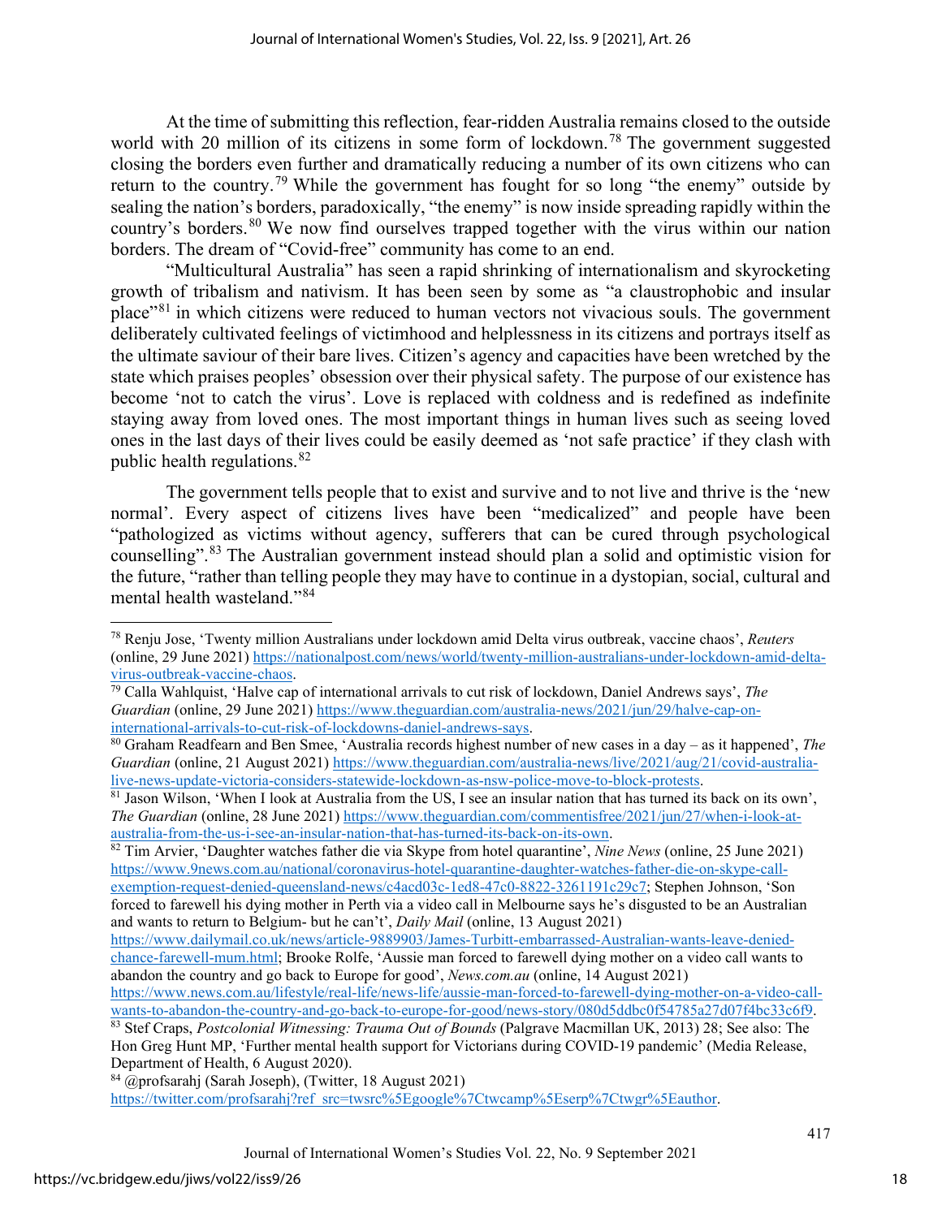At the time of submitting this reflection, fear-ridden Australia remains closed to the outside world with 20 million of its citizens in some form of lockdown.[78] The government suggested closing the borders even further and dramatically reducing a number of its own citizens who can return to the country.[79] While the government has fought for so long "the enemy" outside by sealing the nation's borders, paradoxically, "the enemy" is now inside spreading rapidly within the country's borders.[80] We now find ourselves trapped together with the virus within our nation borders. The dream of "Covid-free" community has come to an end.

"Multicultural Australia" has seen a rapid shrinking of internationalism and skyrocketing growth of tribalism and nativism. It has been seen by some as "a claustrophobic and insular place"[81] in which citizens were reduced to human vectors not vivacious souls. The government deliberately cultivated feelings of victimhood and helplessness in its citizens and portrays itself as the ultimate saviour of their bare lives. Citizen's agency and capacities have been wretched by the state which praises peoples' obsession over their physical safety. The purpose of our existence has become 'not to catch the virus'. Love is replaced with coldness and is redefined as indefinite staying away from loved ones. The most important things in human lives such as seeing loved ones in the last days of their lives could be easily deemed as 'not safe practice' if they clash with public health regulations.[82]

The government tells people that to exist and survive and to not live and thrive is the 'new normal'. Every aspect of citizens lives have been "medicalized" and people have been "pathologized as victims without agency, sufferers that can be cured through psychological counselling".[83] The Australian government instead should plan a solid and optimistic vision for the future, "rather than telling people they may have to continue in a dystopian, social, cultural and mental health wasteland."[84]

---

[78] Renju Jose, 'Twenty million Australians under lockdown amid Delta virus outbreak, vaccine chaos', *Reuters* (online, 29 June 2021) https://nationalpost.com/news/world/twenty-million-australians-under-lockdown-amid-delta-virus-outbreak-vaccine-chaos.

[79] Calla Wahlquist, 'Halve cap of international arrivals to cut risk of lockdown, Daniel Andrews says', *The Guardian* (online, 29 June 2021) https://www.theguardian.com/australia-news/2021/jun/29/halve-cap-on-international-arrivals-to-cut-risk-of-lockdowns-daniel-andrews-says.

[80] Graham Readfearn and Ben Smee, 'Australia records highest number of new cases in a day – as it happened', *The Guardian* (online, 21 August 2021) https://www.theguardian.com/australia-news/live/2021/aug/21/covid-australia-live-news-update-victoria-considers-statewide-lockdown-as-nsw-police-move-to-block-protests.

[81] Jason Wilson, 'When I look at Australia from the US, I see an insular nation that has turned its back on its own', *The Guardian* (online, 28 June 2021) https://www.theguardian.com/commentisfree/2021/jun/27/when-i-look-at-australia-from-the-us-i-see-an-insular-nation-that-has-turned-its-back-on-its-own.

[82] Tim Arvier, 'Daughter watches father die via Skype from hotel quarantine', *Nine News* (online, 25 June 2021) https://www.9news.com.au/national/coronavirus-hotel-quarantine-daughter-watches-father-die-on-skype-call-exemption-request-denied-queensland-news/c4acd03c-1ed8-47c0-8822-3261191c29c7; Stephen Johnson, 'Son forced to farewell his dying mother in Perth via a video call in Melbourne says he's disgusted to be an Australian and wants to return to Belgium- but he can't', *Daily Mail* (online, 13 August 2021) https://www.dailymail.co.uk/news/article-9889903/James-Turbitt-embarrassed-Australian-wants-leave-denied-chance-farewell-mum.html; Brooke Rolfe, 'Aussie man forced to farewell dying mother on a video call wants to abandon the country and go back to Europe for good', *News.com.au* (online, 14 August 2021) https://www.news.com.au/lifestyle/real-life/news-life/aussie-man-forced-to-farewell-dying-mother-on-a-video-call-wants-to-abandon-the-country-and-go-back-to-europe-for-good/news-story/080d5ddbc0f54785a27d07f4bc33c6f9.

[83] Stef Craps, *Postcolonial Witnessing: Trauma Out of Bounds* (Palgrave Macmillan UK, 2013) 28; See also: The Hon Greg Hunt MP, 'Further mental health support for Victorians during COVID-19 pandemic' (Media Release, Department of Health, 6 August 2020).

[84] @profsarahj (Sarah Joseph), (Twitter, 18 August 2021) https://twitter.com/profsarahj?ref_src=twsrc%5Egoogle%7Ctwcamp%5Eserp%7Ctwgr%5Eauthor.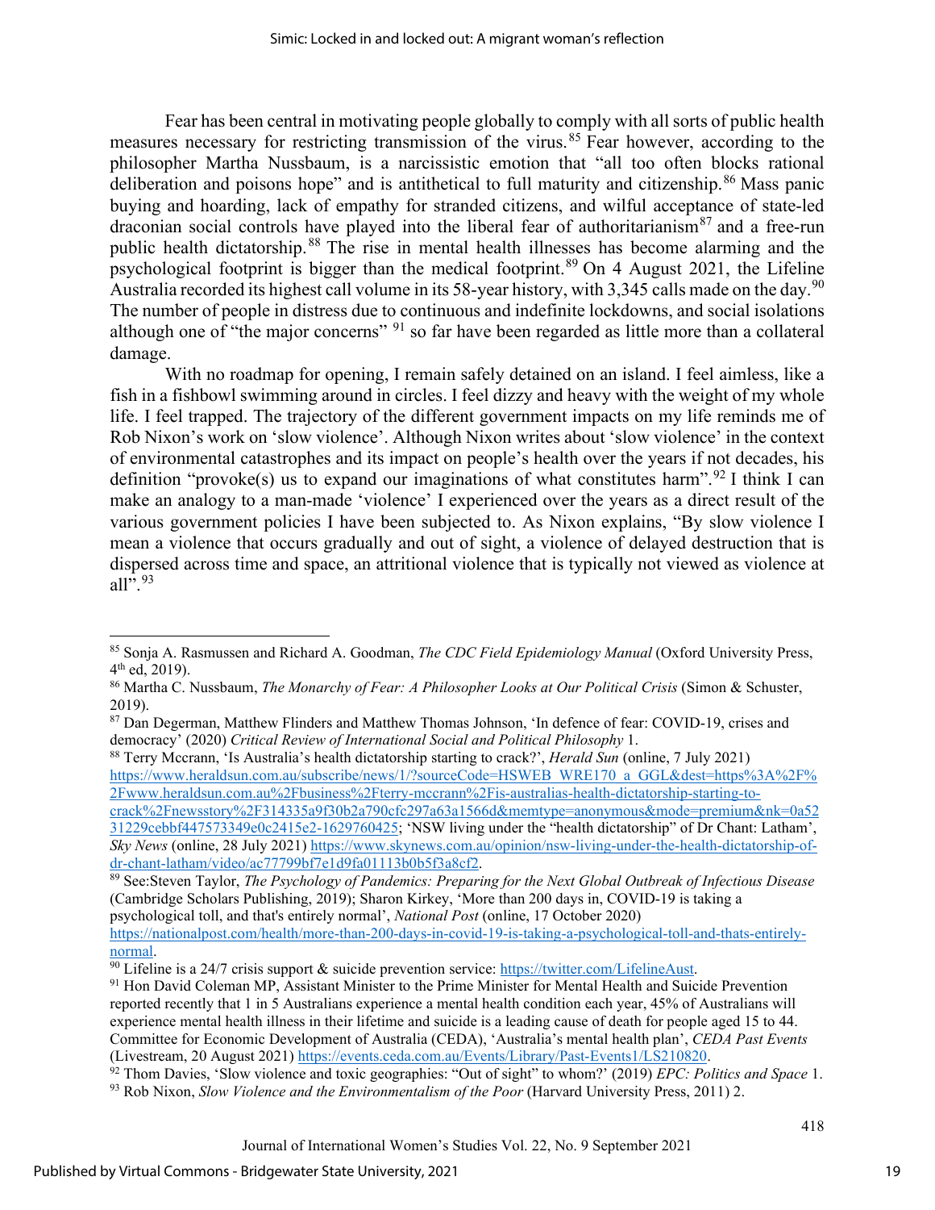Fear has been central in motivating people globally to comply with all sorts of public health measures necessary for restricting transmission of the virus.[85] Fear however, according to the philosopher Martha Nussbaum, is a narcissistic emotion that "all too often blocks rational deliberation and poisons hope" and is antithetical to full maturity and citizenship.[86] Mass panic buying and hoarding, lack of empathy for stranded citizens, and wilful acceptance of state-led draconian social controls have played into the liberal fear of authoritarianism[87] and a free-run public health dictatorship.[88] The rise in mental health illnesses has become alarming and the psychological footprint is bigger than the medical footprint.[89] On 4 August 2021, the Lifeline Australia recorded its highest call volume in its 58-year history, with 3,345 calls made on the day.[90] The number of people in distress due to continuous and indefinite lockdowns, and social isolations although one of "the major concerns" [91] so far have been regarded as little more than a collateral damage.

With no roadmap for opening, I remain safely detained on an island. I feel aimless, like a fish in a fishbowl swimming around in circles. I feel dizzy and heavy with the weight of my whole life. I feel trapped. The trajectory of the different government impacts on my life reminds me of Rob Nixon's work on 'slow violence'. Although Nixon writes about 'slow violence' in the context of environmental catastrophes and its impact on people's health over the years if not decades, his definition "provoke(s) us to expand our imaginations of what constitutes harm".[92] I think I can make an analogy to a man-made 'violence' I experienced over the years as a direct result of the various government policies I have been subjected to. As Nixon explains, "By slow violence I mean a violence that occurs gradually and out of sight, a violence of delayed destruction that is dispersed across time and space, an attritional violence that is typically not viewed as violence at all".[93]

---

[85] Sonja A. Rasmussen and Richard A. Goodman, *The CDC Field Epidemiology Manual* (Oxford University Press, 4th ed, 2019).

[86] Martha C. Nussbaum, *The Monarchy of Fear: A Philosopher Looks at Our Political Crisis* (Simon & Schuster, 2019).

[87] Dan Degerman, Matthew Flinders and Matthew Thomas Johnson, 'In defence of fear: COVID-19, crises and democracy' (2020) *Critical Review of International Social and Political Philosophy* 1.

[88] Terry Mccrann, 'Is Australia's health dictatorship starting to crack?', *Herald Sun* (online, 7 July 2021) https://www.heraldsun.com.au/subscribe/news/1/?sourceCode=HSWEB_WRE170_a_GGL&dest=https%3A%2F%2Fwww.heraldsun.com.au%2Fbusiness%2Fterry-mccrann%2Fis-australias-health-dictatorship-starting-to-crack%2Fnewsstory%2F314335a9f30b2a790cfc297a63a1566d&memtype=anonymous&mode=premium&nk=0a5231229cebbf447573349e0c2415e2-1629760425; 'NSW living under the "health dictatorship" of Dr Chant: Latham', *Sky News* (online, 28 July 2021) https://www.skynews.com.au/opinion/nsw-living-under-the-health-dictatorship-of-dr-chant-latham/video/ac77799bf7e1d9fa01113b0b5f3a8cf2.

[89] See:Steven Taylor, *The Psychology of Pandemics: Preparing for the Next Global Outbreak of Infectious Disease* (Cambridge Scholars Publishing, 2019); Sharon Kirkey, 'More than 200 days in, COVID-19 is taking a psychological toll, and that's entirely normal', *National Post* (online, 17 October 2020) https://nationalpost.com/health/more-than-200-days-in-covid-19-is-taking-a-psychological-toll-and-thats-entirely-normal.

[90] Lifeline is a 24/7 crisis support & suicide prevention service: https://twitter.com/LifelineAust.

[91] Hon David Coleman MP, Assistant Minister to the Prime Minister for Mental Health and Suicide Prevention reported recently that 1 in 5 Australians experience a mental health condition each year, 45% of Australians will experience mental health illness in their lifetime and suicide is a leading cause of death for people aged 15 to 44. Committee for Economic Development of Australia (CEDA), 'Australia's mental health plan', *CEDA Past Events* (Livestream, 20 August 2021) https://events.ceda.com.au/Events/Library/Past-Events1/LS210820.

[92] Thom Davies, 'Slow violence and toxic geographies: "Out of sight" to whom?' (2019) *EPC: Politics and Space* 1.

[93] Rob Nixon, *Slow Violence and the Environmentalism of the Poor* (Harvard University Press, 2011) 2.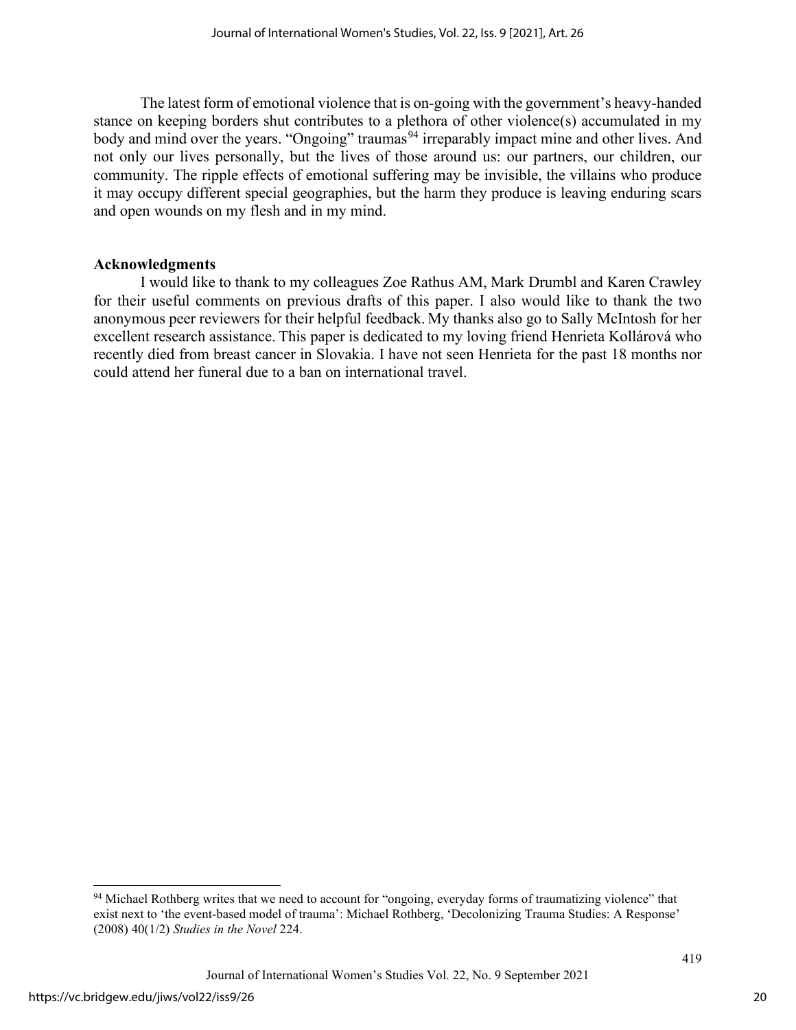The latest form of emotional violence that is on-going with the government's heavy-handed stance on keeping borders shut contributes to a plethora of other violence(s) accumulated in my body and mind over the years. "Ongoing" traumas[94] irreparably impact mine and other lives. And not only our lives personally, but the lives of those around us: our partners, our children, our community. The ripple effects of emotional suffering may be invisible, the villains who produce it may occupy different special geographies, but the harm they produce is leaving enduring scars and open wounds on my flesh and in my mind.

## Acknowledgments

I would like to thank to my colleagues Zoe Rathus AM, Mark Drumbl and Karen Crawley for their useful comments on previous drafts of this paper. I also would like to thank the two anonymous peer reviewers for their helpful feedback. My thanks also go to Sally McIntosh for her excellent research assistance. This paper is dedicated to my loving friend Henrieta Kollárová who recently died from breast cancer in Slovakia. I have not seen Henrieta for the past 18 months nor could attend her funeral due to a ban on international travel.

[94] Michael Rothberg writes that we need to account for "ongoing, everyday forms of traumatizing violence" that exist next to 'the event-based model of trauma': Michael Rothberg, 'Decolonizing Trauma Studies: A Response' (2008) 40(1/2) *Studies in the Novel* 224.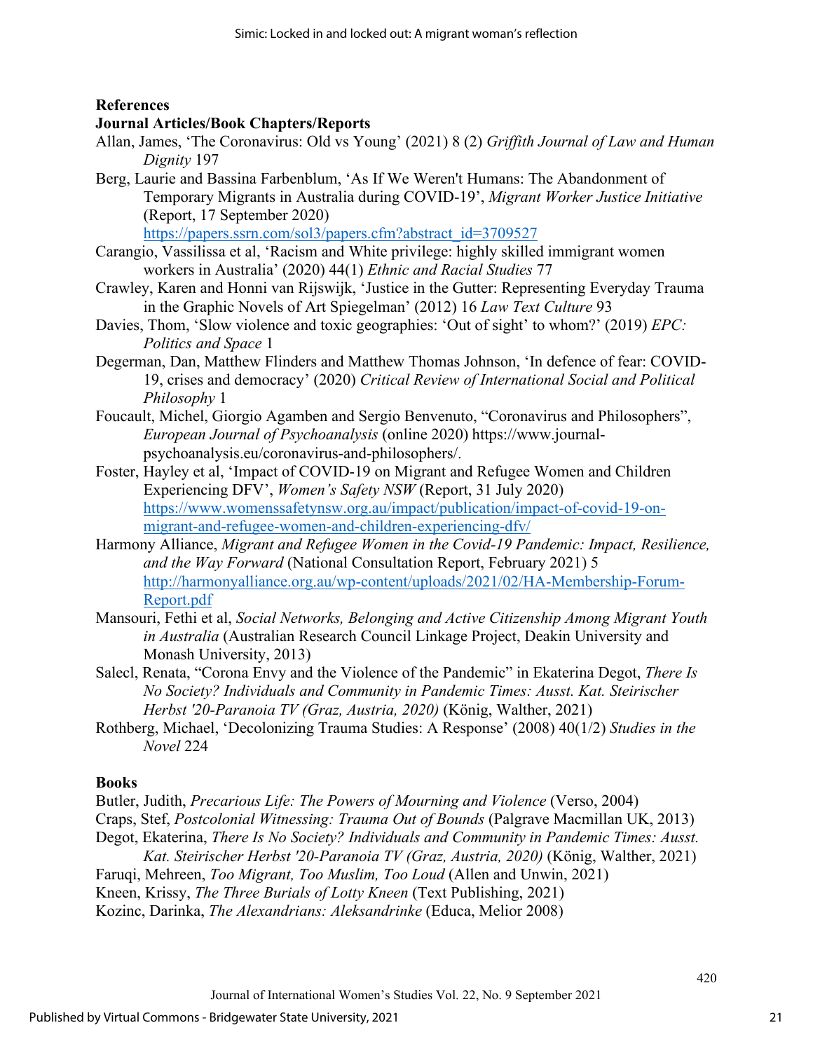## References

### Journal Articles/Book Chapters/Reports

Allan, James, 'The Coronavirus: Old vs Young' (2021) 8 (2) *Griffith Journal of Law and Human Dignity* 197

Berg, Laurie and Bassina Farbenblum, 'As If We Weren't Humans: The Abandonment of Temporary Migrants in Australia during COVID-19', *Migrant Worker Justice Initiative* (Report, 17 September 2020) https://papers.ssrn.com/sol3/papers.cfm?abstract_id=3709527

Carangio, Vassilissa et al, 'Racism and White privilege: highly skilled immigrant women workers in Australia' (2020) 44(1) *Ethnic and Racial Studies* 77

Crawley, Karen and Honni van Rijswijk, 'Justice in the Gutter: Representing Everyday Trauma in the Graphic Novels of Art Spiegelman' (2012) 16 *Law Text Culture* 93

Davies, Thom, 'Slow violence and toxic geographies: 'Out of sight' to whom?' (2019) *EPC: Politics and Space* 1

Degerman, Dan, Matthew Flinders and Matthew Thomas Johnson, 'In defence of fear: COVID-19, crises and democracy' (2020) *Critical Review of International Social and Political Philosophy* 1

Foucault, Michel, Giorgio Agamben and Sergio Benvenuto, "Coronavirus and Philosophers", *European Journal of Psychoanalysis* (online 2020) https://www.journal-psychoanalysis.eu/coronavirus-and-philosophers/.

Foster, Hayley et al, 'Impact of COVID-19 on Migrant and Refugee Women and Children Experiencing DFV', *Women's Safety NSW* (Report, 31 July 2020) https://www.womenssafetynsw.org.au/impact/publication/impact-of-covid-19-on-migrant-and-refugee-women-and-children-experiencing-dfv/

Harmony Alliance, *Migrant and Refugee Women in the Covid-19 Pandemic: Impact, Resilience, and the Way Forward* (National Consultation Report, February 2021) 5 http://harmonyalliance.org.au/wp-content/uploads/2021/02/HA-Membership-Forum-Report.pdf

Mansouri, Fethi et al, *Social Networks, Belonging and Active Citizenship Among Migrant Youth in Australia* (Australian Research Council Linkage Project, Deakin University and Monash University, 2013)

Salecl, Renata, "Corona Envy and the Violence of the Pandemic" in Ekaterina Degot, *There Is No Society? Individuals and Community in Pandemic Times: Ausst. Kat. Steirischer Herbst '20-Paranoia TV (Graz, Austria, 2020)* (König, Walther, 2021)

Rothberg, Michael, 'Decolonizing Trauma Studies: A Response' (2008) 40(1/2) *Studies in the Novel* 224

### Books

Butler, Judith, *Precarious Life: The Powers of Mourning and Violence* (Verso, 2004)

Craps, Stef, *Postcolonial Witnessing: Trauma Out of Bounds* (Palgrave Macmillan UK, 2013)

Degot, Ekaterina, *There Is No Society? Individuals and Community in Pandemic Times: Ausst. Kat. Steirischer Herbst '20-Paranoia TV (Graz, Austria, 2020)* (König, Walther, 2021)

Faruqi, Mehreen, *Too Migrant, Too Muslim, Too Loud* (Allen and Unwin, 2021)

Kneen, Krissy, *The Three Burials of Lotty Kneen* (Text Publishing, 2021)

Kozinc, Darinka, *The Alexandrians: Aleksandrinke* (Educa, Melior 2008)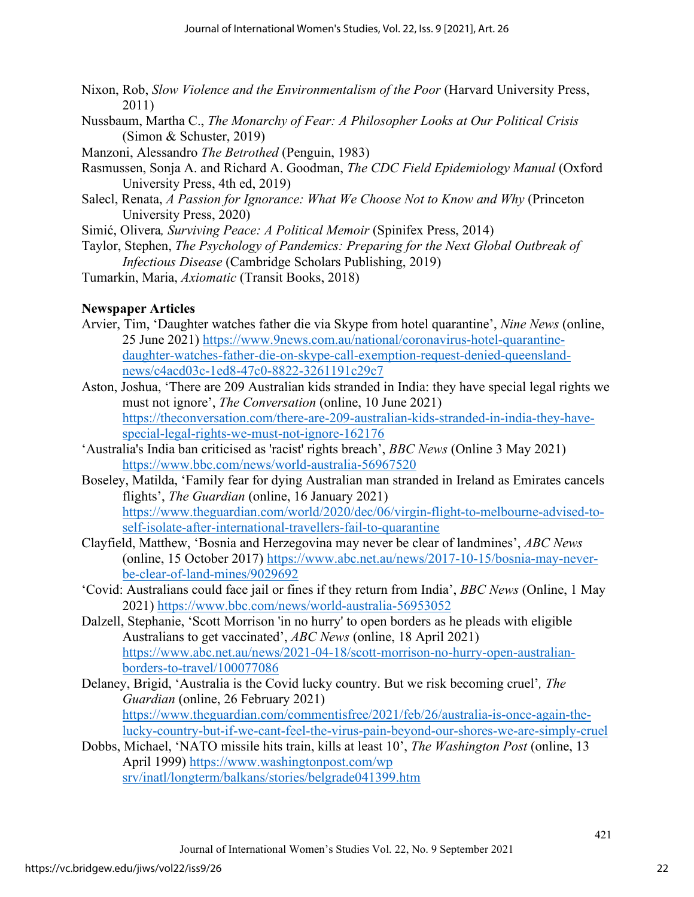Nixon, Rob, *Slow Violence and the Environmentalism of the Poor* (Harvard University Press, 2011)

Nussbaum, Martha C., *The Monarchy of Fear: A Philosopher Looks at Our Political Crisis* (Simon & Schuster, 2019)

Manzoni, Alessandro *The Betrothed* (Penguin, 1983)

Rasmussen, Sonja A. and Richard A. Goodman, *The CDC Field Epidemiology Manual* (Oxford University Press, 4th ed, 2019)

Salecl, Renata, *A Passion for Ignorance: What We Choose Not to Know and Why* (Princeton University Press, 2020)

Simić, Olivera*, Surviving Peace: A Political Memoir* (Spinifex Press, 2014)

Taylor, Stephen, *The Psychology of Pandemics: Preparing for the Next Global Outbreak of Infectious Disease* (Cambridge Scholars Publishing, 2019)

Tumarkin, Maria, *Axiomatic* (Transit Books, 2018)

**Newspaper Articles**

Arvier, Tim, 'Daughter watches father die via Skype from hotel quarantine', *Nine News* (online, 25 June 2021) https://www.9news.com.au/national/coronavirus-hotel-quarantine-daughter-watches-father-die-on-skype-call-exemption-request-denied-queensland-news/c4acd03c-1ed8-47c0-8822-3261191c29c7

Aston, Joshua, 'There are 209 Australian kids stranded in India: they have special legal rights we must not ignore', *The Conversation* (online, 10 June 2021) https://theconversation.com/there-are-209-australian-kids-stranded-in-india-they-have-special-legal-rights-we-must-not-ignore-162176

'Australia's India ban criticised as 'racist' rights breach', *BBC News* (Online 3 May 2021) https://www.bbc.com/news/world-australia-56967520

Boseley, Matilda, 'Family fear for dying Australian man stranded in Ireland as Emirates cancels flights', *The Guardian* (online, 16 January 2021) https://www.theguardian.com/world/2020/dec/06/virgin-flight-to-melbourne-advised-to-self-isolate-after-international-travellers-fail-to-quarantine

Clayfield, Matthew, 'Bosnia and Herzegovina may never be clear of landmines', *ABC News* (online, 15 October 2017) https://www.abc.net.au/news/2017-10-15/bosnia-may-never-be-clear-of-land-mines/9029692

'Covid: Australians could face jail or fines if they return from India', *BBC News* (Online, 1 May 2021) https://www.bbc.com/news/world-australia-56953052

Dalzell, Stephanie, 'Scott Morrison 'in no hurry' to open borders as he pleads with eligible Australians to get vaccinated', *ABC News* (online, 18 April 2021) https://www.abc.net.au/news/2021-04-18/scott-morrison-no-hurry-open-australian-borders-to-travel/100077086

Delaney, Brigid, 'Australia is the Covid lucky country. But we risk becoming cruel'*, The Guardian* (online, 26 February 2021) https://www.theguardian.com/commentisfree/2021/feb/26/australia-is-once-again-the-lucky-country-but-if-we-cant-feel-the-virus-pain-beyond-our-shores-we-are-simply-cruel

Dobbs, Michael, 'NATO missile hits train, kills at least 10', *The Washington Post* (online, 13 April 1999) https://www.washingtonpost.com/wp srv/inatl/longterm/balkans/stories/belgrade041399.htm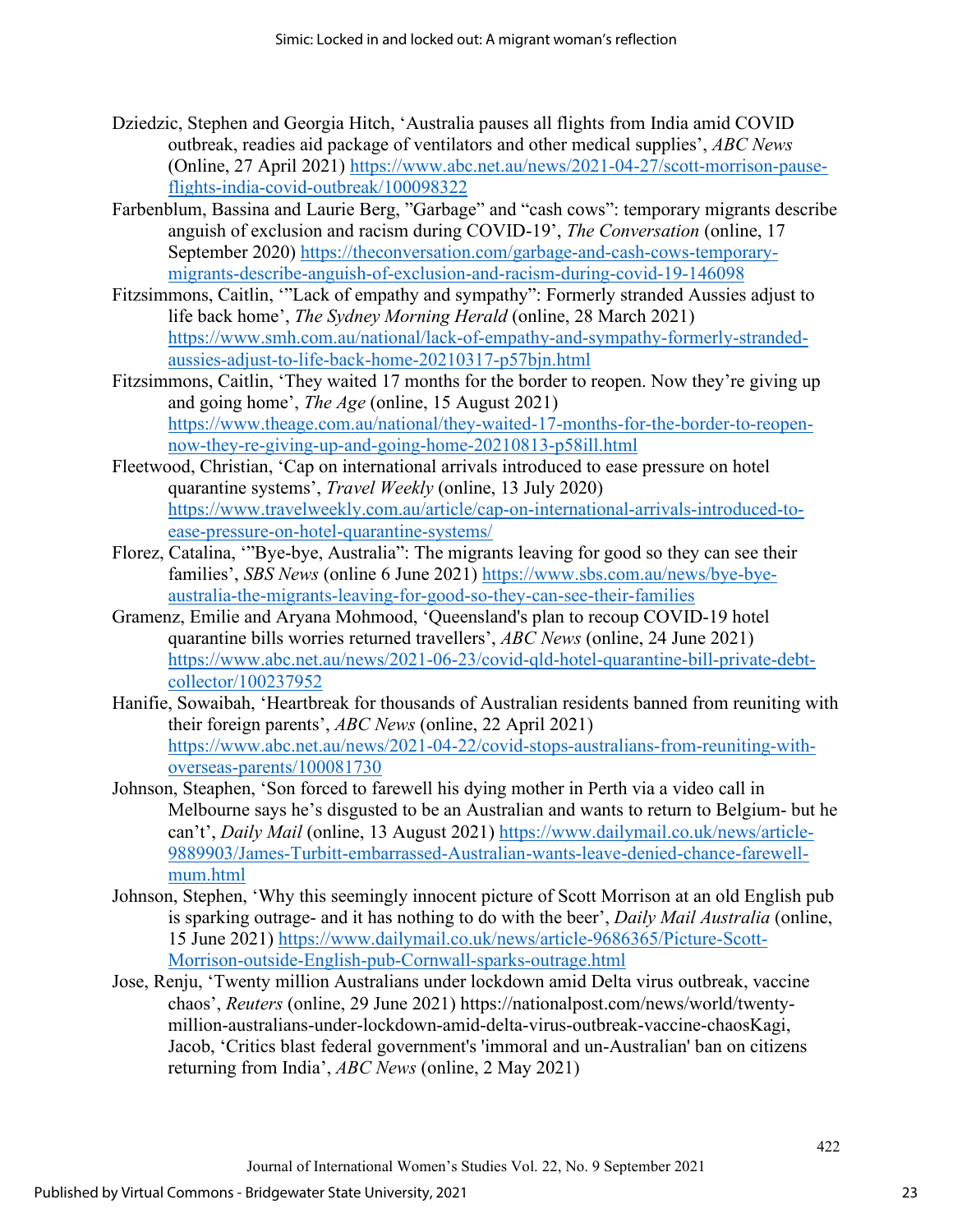Dziedzic, Stephen and Georgia Hitch, 'Australia pauses all flights from India amid COVID outbreak, readies aid package of ventilators and other medical supplies', *ABC News* (Online, 27 April 2021) https://www.abc.net.au/news/2021-04-27/scott-morrison-pause-flights-india-covid-outbreak/100098322

Farbenblum, Bassina and Laurie Berg, "Garbage" and "cash cows": temporary migrants describe anguish of exclusion and racism during COVID-19', *The Conversation* (online, 17 September 2020) https://theconversation.com/garbage-and-cash-cows-temporary-migrants-describe-anguish-of-exclusion-and-racism-during-covid-19-146098

Fitzsimmons, Caitlin, '"Lack of empathy and sympathy": Formerly stranded Aussies adjust to life back home', *The Sydney Morning Herald* (online, 28 March 2021) https://www.smh.com.au/national/lack-of-empathy-and-sympathy-formerly-stranded-aussies-adjust-to-life-back-home-20210317-p57bjn.html

Fitzsimmons, Caitlin, 'They waited 17 months for the border to reopen. Now they're giving up and going home', *The Age* (online, 15 August 2021) https://www.theage.com.au/national/they-waited-17-months-for-the-border-to-reopen-now-they-re-giving-up-and-going-home-20210813-p58ill.html

Fleetwood, Christian, 'Cap on international arrivals introduced to ease pressure on hotel quarantine systems', *Travel Weekly* (online, 13 July 2020) https://www.travelweekly.com.au/article/cap-on-international-arrivals-introduced-to-ease-pressure-on-hotel-quarantine-systems/

Florez, Catalina, '"Bye-bye, Australia": The migrants leaving for good so they can see their families', *SBS News* (online 6 June 2021) https://www.sbs.com.au/news/bye-bye-australia-the-migrants-leaving-for-good-so-they-can-see-their-families

Gramenz, Emilie and Aryana Mohmood, 'Queensland's plan to recoup COVID-19 hotel quarantine bills worries returned travellers', *ABC News* (online, 24 June 2021) https://www.abc.net.au/news/2021-06-23/covid-qld-hotel-quarantine-bill-private-debt-collector/100237952

Hanifie, Sowaibah, 'Heartbreak for thousands of Australian residents banned from reuniting with their foreign parents', *ABC News* (online, 22 April 2021) https://www.abc.net.au/news/2021-04-22/covid-stops-australians-from-reuniting-with-overseas-parents/100081730

Johnson, Steaphen, 'Son forced to farewell his dying mother in Perth via a video call in Melbourne says he's disgusted to be an Australian and wants to return to Belgium- but he can't', *Daily Mail* (online, 13 August 2021) https://www.dailymail.co.uk/news/article-9889903/James-Turbitt-embarrassed-Australian-wants-leave-denied-chance-farewell-mum.html

Johnson, Stephen, 'Why this seemingly innocent picture of Scott Morrison at an old English pub is sparking outrage- and it has nothing to do with the beer', *Daily Mail Australia* (online, 15 June 2021) https://www.dailymail.co.uk/news/article-9686365/Picture-Scott-Morrison-outside-English-pub-Cornwall-sparks-outrage.html

Jose, Renju, 'Twenty million Australians under lockdown amid Delta virus outbreak, vaccine chaos', *Reuters* (online, 29 June 2021) https://nationalpost.com/news/world/twenty-million-australians-under-lockdown-amid-delta-virus-outbreak-vaccine-chaosKagi, Jacob, 'Critics blast federal government's 'immoral and un-Australian' ban on citizens returning from India', *ABC News* (online, 2 May 2021)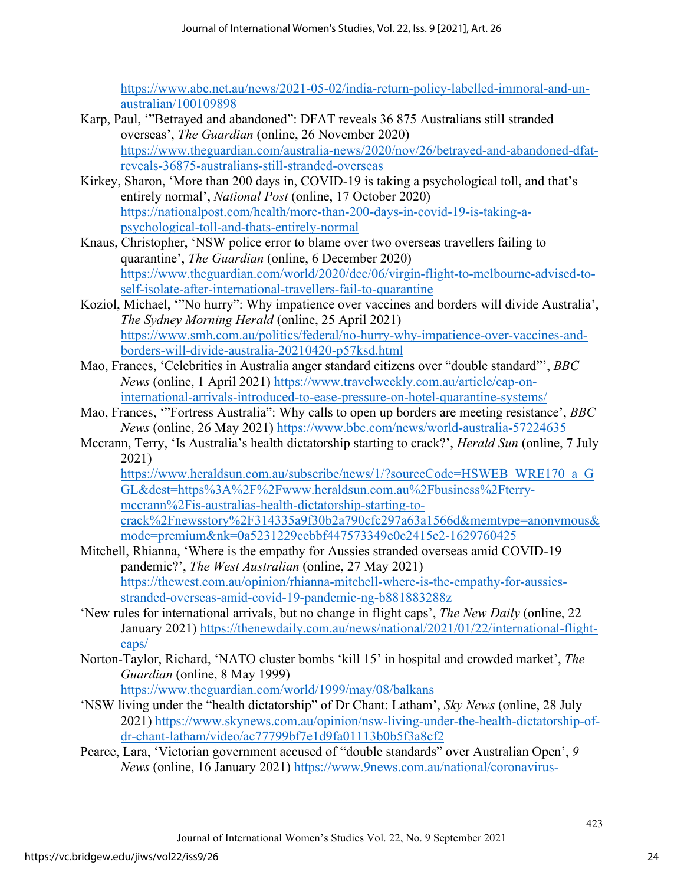https://www.abc.net.au/news/2021-05-02/india-return-policy-labelled-immoral-and-un-australian/100109898

Karp, Paul, '"Betrayed and abandoned": DFAT reveals 36 875 Australians still stranded overseas', *The Guardian* (online, 26 November 2020) https://www.theguardian.com/australia-news/2020/nov/26/betrayed-and-abandoned-dfat-reveals-36875-australians-still-stranded-overseas

Kirkey, Sharon, 'More than 200 days in, COVID-19 is taking a psychological toll, and that's entirely normal', *National Post* (online, 17 October 2020) https://nationalpost.com/health/more-than-200-days-in-covid-19-is-taking-a-psychological-toll-and-thats-entirely-normal

Knaus, Christopher, 'NSW police error to blame over two overseas travellers failing to quarantine', *The Guardian* (online, 6 December 2020) https://www.theguardian.com/world/2020/dec/06/virgin-flight-to-melbourne-advised-to-self-isolate-after-international-travellers-fail-to-quarantine

Koziol, Michael, '"No hurry": Why impatience over vaccines and borders will divide Australia', *The Sydney Morning Herald* (online, 25 April 2021) https://www.smh.com.au/politics/federal/no-hurry-why-impatience-over-vaccines-and-borders-will-divide-australia-20210420-p57ksd.html

Mao, Frances, 'Celebrities in Australia anger standard citizens over "double standard"', *BBC News* (online, 1 April 2021) https://www.travelweekly.com.au/article/cap-on-international-arrivals-introduced-to-ease-pressure-on-hotel-quarantine-systems/

Mao, Frances, '"Fortress Australia": Why calls to open up borders are meeting resistance', *BBC News* (online, 26 May 2021) https://www.bbc.com/news/world-australia-57224635

Mccrann, Terry, 'Is Australia's health dictatorship starting to crack?', *Herald Sun* (online, 7 July 2021) https://www.heraldsun.com.au/subscribe/news/1/?sourceCode=HSWEB_WRE170_a_GGL&dest=https%3A%2F%2Fwww.heraldsun.com.au%2Fbusiness%2Fterry-mccrann%2Fis-australias-health-dictatorship-starting-to-crack%2Fnewsstory%2F314335a9f30b2a790cfc297a63a1566d&memtype=anonymous&mode=premium&nk=0a5231229cebbf447573349e0c2415e2-1629760425

Mitchell, Rhianna, 'Where is the empathy for Aussies stranded overseas amid COVID-19 pandemic?', *The West Australian* (online, 27 May 2021) https://thewest.com.au/opinion/rhianna-mitchell-where-is-the-empathy-for-aussies-stranded-overseas-amid-covid-19-pandemic-ng-b881883288z

'New rules for international arrivals, but no change in flight caps', *The New Daily* (online, 22 January 2021) https://thenewdaily.com.au/news/national/2021/01/22/international-flight-caps/

Norton-Taylor, Richard, 'NATO cluster bombs 'kill 15' in hospital and crowded market', *The Guardian* (online, 8 May 1999) https://www.theguardian.com/world/1999/may/08/balkans

'NSW living under the "health dictatorship" of Dr Chant: Latham', *Sky News* (online, 28 July 2021) https://www.skynews.com.au/opinion/nsw-living-under-the-health-dictatorship-of-dr-chant-latham/video/ac77799bf7e1d9fa01113b0b5f3a8cf2

Pearce, Lara, 'Victorian government accused of "double standards" over Australian Open', *9 News* (online, 16 January 2021) https://www.9news.com.au/national/coronavirus-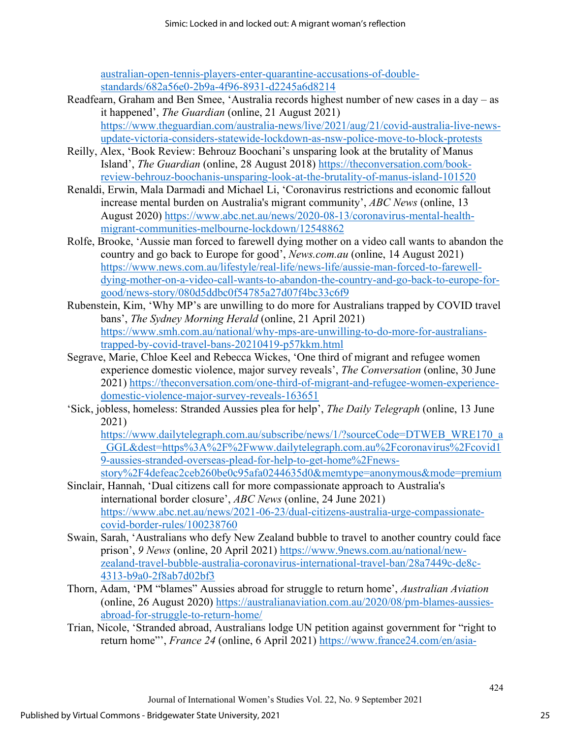australian-open-tennis-players-enter-quarantine-accusations-of-double-standards/682a56e0-2b9a-4f96-8931-d2245a6d8214

Readfearn, Graham and Ben Smee, 'Australia records highest number of new cases in a day – as it happened', *The Guardian* (online, 21 August 2021) https://www.theguardian.com/australia-news/live/2021/aug/21/covid-australia-live-news-update-victoria-considers-statewide-lockdown-as-nsw-police-move-to-block-protests

Reilly, Alex, 'Book Review: Behrouz Boochani's unsparing look at the brutality of Manus Island', *The Guardian* (online, 28 August 2018) https://theconversation.com/book-review-behrouz-boochanis-unsparing-look-at-the-brutality-of-manus-island-101520

Renaldi, Erwin, Mala Darmadi and Michael Li, 'Coronavirus restrictions and economic fallout increase mental burden on Australia's migrant community', *ABC News* (online, 13 August 2020) https://www.abc.net.au/news/2020-08-13/coronavirus-mental-health-migrant-communities-melbourne-lockdown/12548862

Rolfe, Brooke, 'Aussie man forced to farewell dying mother on a video call wants to abandon the country and go back to Europe for good', *News.com.au* (online, 14 August 2021) https://www.news.com.au/lifestyle/real-life/news-life/aussie-man-forced-to-farewell-dying-mother-on-a-video-call-wants-to-abandon-the-country-and-go-back-to-europe-for-good/news-story/080d5ddbc0f54785a27d07f4bc33c6f9

Rubenstein, Kim, 'Why MP's are unwilling to do more for Australians trapped by COVID travel bans', *The Sydney Morning Herald* (online, 21 April 2021) https://www.smh.com.au/national/why-mps-are-unwilling-to-do-more-for-australians-trapped-by-covid-travel-bans-20210419-p57kkm.html

Segrave, Marie, Chloe Keel and Rebecca Wickes, 'One third of migrant and refugee women experience domestic violence, major survey reveals', *The Conversation* (online, 30 June 2021) https://theconversation.com/one-third-of-migrant-and-refugee-women-experience-domestic-violence-major-survey-reveals-163651

'Sick, jobless, homeless: Stranded Aussies plea for help', *The Daily Telegraph* (online, 13 June 2021) https://www.dailytelegraph.com.au/subscribe/news/1/?sourceCode=DTWEB_WRE170_a_GGL&dest=https%3A%2F%2Fwww.dailytelegraph.com.au%2Fcoronavirus%2Fcovid19-aussies-stranded-overseas-plead-for-help-to-get-home%2Fnews-story%2F4defeac2ceb260be0c95afa0244635d0&memtype=anonymous&mode=premium

Sinclair, Hannah, 'Dual citizens call for more compassionate approach to Australia's international border closure', *ABC News* (online, 24 June 2021) https://www.abc.net.au/news/2021-06-23/dual-citizens-australia-urge-compassionate-covid-border-rules/100238760

Swain, Sarah, 'Australians who defy New Zealand bubble to travel to another country could face prison', *9 News* (online, 20 April 2021) https://www.9news.com.au/national/new-zealand-travel-bubble-australia-coronavirus-international-travel-ban/28a7449c-de8c-4313-b9a0-2f8ab7d02bf3

Thorn, Adam, 'PM "blames" Aussies abroad for struggle to return home', *Australian Aviation* (online, 26 August 2020) https://australianaviation.com.au/2020/08/pm-blames-aussies-abroad-for-struggle-to-return-home/

Trian, Nicole, 'Stranded abroad, Australians lodge UN petition against government for "right to return home"', *France 24* (online, 6 April 2021) https://www.france24.com/en/asia-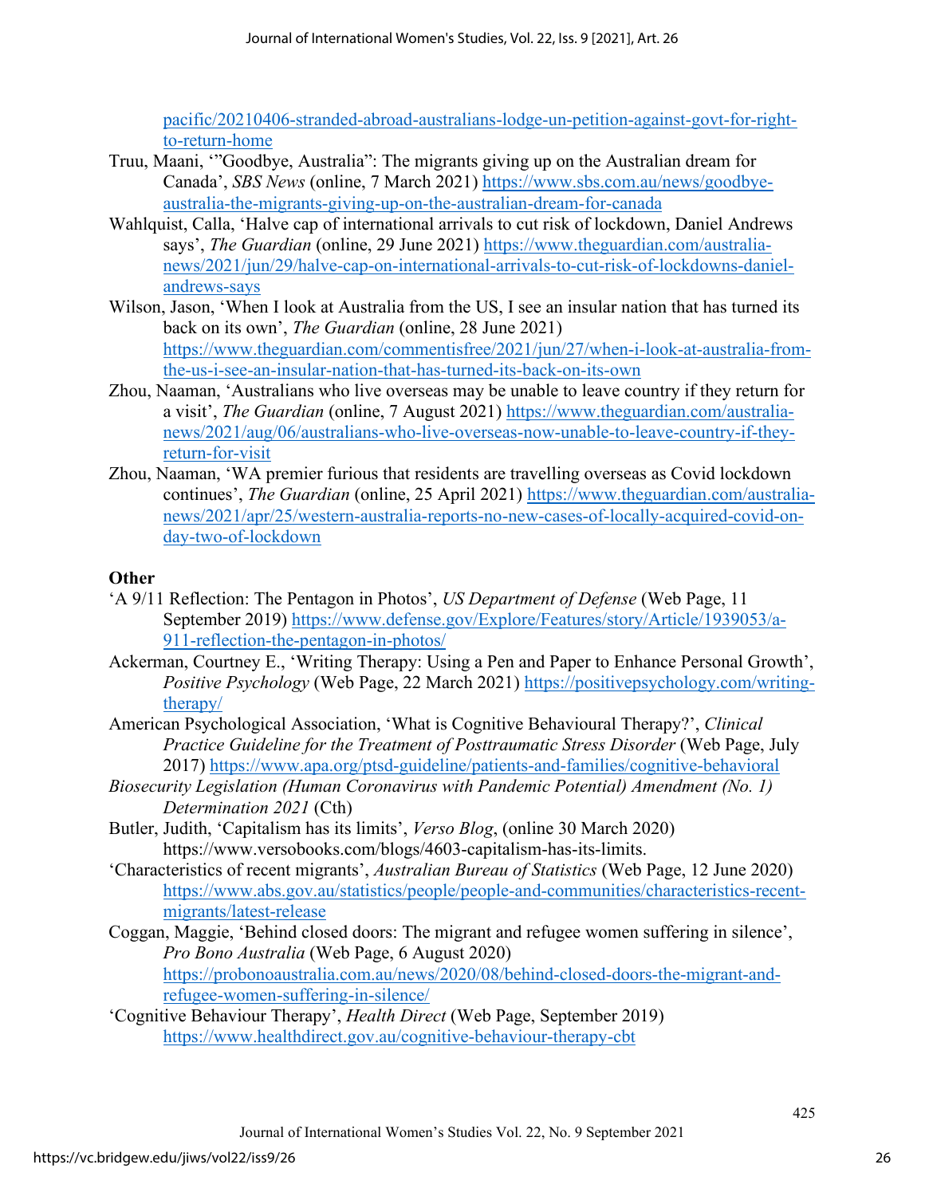pacific/20210406-stranded-abroad-australians-lodge-un-petition-against-govt-for-right-to-return-home

Truu, Maani, '"Goodbye, Australia": The migrants giving up on the Australian dream for Canada', *SBS News* (online, 7 March 2021) https://www.sbs.com.au/news/goodbye-australia-the-migrants-giving-up-on-the-australian-dream-for-canada

Wahlquist, Calla, 'Halve cap of international arrivals to cut risk of lockdown, Daniel Andrews says', *The Guardian* (online, 29 June 2021) https://www.theguardian.com/australia-news/2021/jun/29/halve-cap-on-international-arrivals-to-cut-risk-of-lockdowns-daniel-andrews-says

Wilson, Jason, 'When I look at Australia from the US, I see an insular nation that has turned its back on its own', *The Guardian* (online, 28 June 2021) https://www.theguardian.com/commentisfree/2021/jun/27/when-i-look-at-australia-from-the-us-i-see-an-insular-nation-that-has-turned-its-back-on-its-own

Zhou, Naaman, 'Australians who live overseas may be unable to leave country if they return for a visit', *The Guardian* (online, 7 August 2021) https://www.theguardian.com/australia-news/2021/aug/06/australians-who-live-overseas-now-unable-to-leave-country-if-they-return-for-visit

Zhou, Naaman, 'WA premier furious that residents are travelling overseas as Covid lockdown continues', *The Guardian* (online, 25 April 2021) https://www.theguardian.com/australia-news/2021/apr/25/western-australia-reports-no-new-cases-of-locally-acquired-covid-on-day-two-of-lockdown

**Other**

'A 9/11 Reflection: The Pentagon in Photos', *US Department of Defense* (Web Page, 11 September 2019) https://www.defense.gov/Explore/Features/story/Article/1939053/a-911-reflection-the-pentagon-in-photos/

Ackerman, Courtney E., 'Writing Therapy: Using a Pen and Paper to Enhance Personal Growth', *Positive Psychology* (Web Page, 22 March 2021) https://positivepsychology.com/writing-therapy/

American Psychological Association, 'What is Cognitive Behavioural Therapy?', *Clinical Practice Guideline for the Treatment of Posttraumatic Stress Disorder* (Web Page, July 2017) https://www.apa.org/ptsd-guideline/patients-and-families/cognitive-behavioral

*Biosecurity Legislation (Human Coronavirus with Pandemic Potential) Amendment (No. 1) Determination 2021* (Cth)

Butler, Judith, 'Capitalism has its limits', *Verso Blog*, (online 30 March 2020) https://www.versobooks.com/blogs/4603-capitalism-has-its-limits.

'Characteristics of recent migrants', *Australian Bureau of Statistics* (Web Page, 12 June 2020) https://www.abs.gov.au/statistics/people/people-and-communities/characteristics-recent-migrants/latest-release

Coggan, Maggie, 'Behind closed doors: The migrant and refugee women suffering in silence', *Pro Bono Australia* (Web Page, 6 August 2020) https://probonoaustralia.com.au/news/2020/08/behind-closed-doors-the-migrant-and-refugee-women-suffering-in-silence/

'Cognitive Behaviour Therapy', *Health Direct* (Web Page, September 2019) https://www.healthdirect.gov.au/cognitive-behaviour-therapy-cbt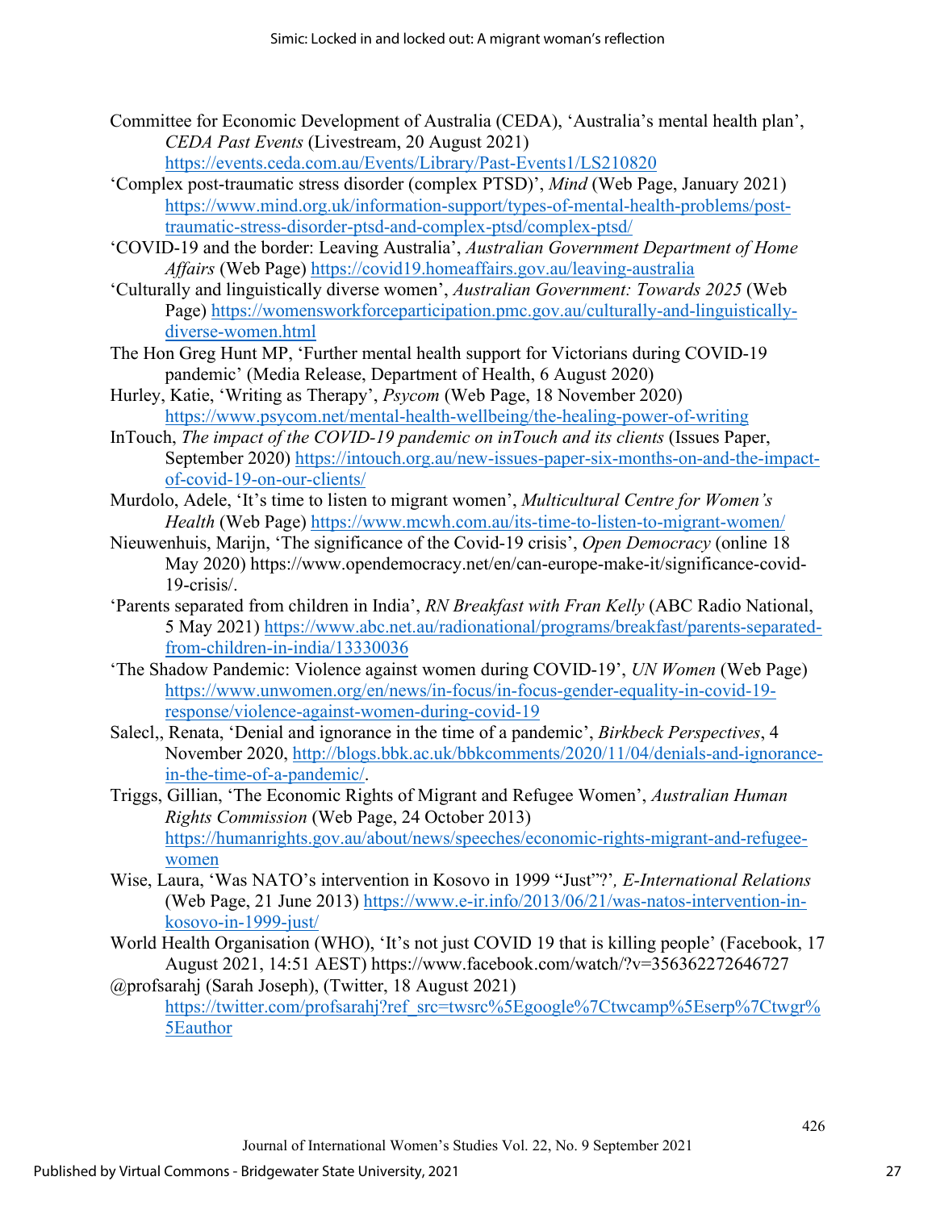Committee for Economic Development of Australia (CEDA), 'Australia's mental health plan', *CEDA Past Events* (Livestream, 20 August 2021) https://events.ceda.com.au/Events/Library/Past-Events1/LS210820

'Complex post-traumatic stress disorder (complex PTSD)', *Mind* (Web Page, January 2021) https://www.mind.org.uk/information-support/types-of-mental-health-problems/post-traumatic-stress-disorder-ptsd-and-complex-ptsd/complex-ptsd/

'COVID-19 and the border: Leaving Australia', *Australian Government Department of Home Affairs* (Web Page) https://covid19.homeaffairs.gov.au/leaving-australia

'Culturally and linguistically diverse women', *Australian Government: Towards 2025* (Web Page) https://womensworkforceparticipation.pmc.gov.au/culturally-and-linguistically-diverse-women.html

The Hon Greg Hunt MP, 'Further mental health support for Victorians during COVID-19 pandemic' (Media Release, Department of Health, 6 August 2020)

Hurley, Katie, 'Writing as Therapy', *Psycom* (Web Page, 18 November 2020) https://www.psycom.net/mental-health-wellbeing/the-healing-power-of-writing

InTouch, *The impact of the COVID-19 pandemic on inTouch and its clients* (Issues Paper, September 2020) https://intouch.org.au/new-issues-paper-six-months-on-and-the-impact-of-covid-19-on-our-clients/

Murdolo, Adele, 'It's time to listen to migrant women', *Multicultural Centre for Women's Health* (Web Page) https://www.mcwh.com.au/its-time-to-listen-to-migrant-women/

Nieuwenhuis, Marijn, 'The significance of the Covid-19 crisis', *Open Democracy* (online 18 May 2020) https://www.opendemocracy.net/en/can-europe-make-it/significance-covid-19-crisis/.

'Parents separated from children in India', *RN Breakfast with Fran Kelly* (ABC Radio National, 5 May 2021) https://www.abc.net.au/radionational/programs/breakfast/parents-separated-from-children-in-india/13330036

'The Shadow Pandemic: Violence against women during COVID-19', *UN Women* (Web Page) https://www.unwomen.org/en/news/in-focus/in-focus-gender-equality-in-covid-19-response/violence-against-women-during-covid-19

Salecl,, Renata, 'Denial and ignorance in the time of a pandemic', *Birkbeck Perspectives*, 4 November 2020, http://blogs.bbk.ac.uk/bbkcomments/2020/11/04/denials-and-ignorance-in-the-time-of-a-pandemic/.

Triggs, Gillian, 'The Economic Rights of Migrant and Refugee Women', *Australian Human Rights Commission* (Web Page, 24 October 2013) https://humanrights.gov.au/about/news/speeches/economic-rights-migrant-and-refugee-women

Wise, Laura, 'Was NATO's intervention in Kosovo in 1999 "Just"?', *E-International Relations* (Web Page, 21 June 2013) https://www.e-ir.info/2013/06/21/was-natos-intervention-in-kosovo-in-1999-just/

World Health Organisation (WHO), 'It's not just COVID 19 that is killing people' (Facebook, 17 August 2021, 14:51 AEST) https://www.facebook.com/watch/?v=356362272646727

@profsarahj (Sarah Joseph), (Twitter, 18 August 2021) https://twitter.com/profsarahj?ref_src=twsrc%5Egoogle%7Ctwcamp%5Eserp%7Ctwgr%5Eauthor